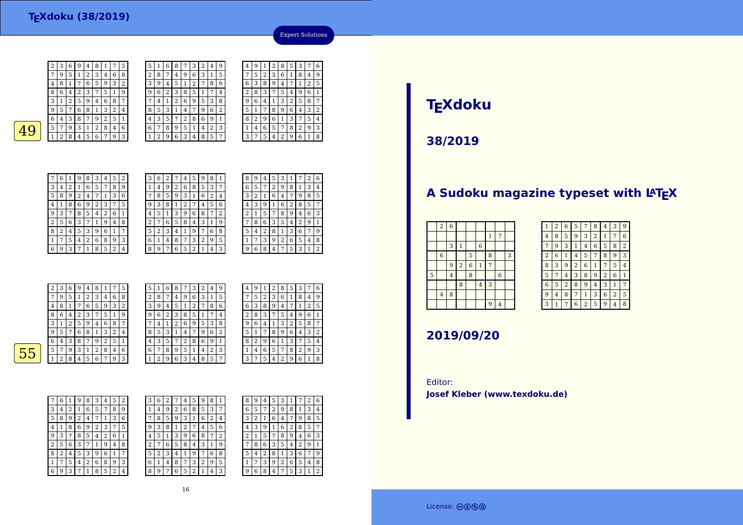# TEXdoku (38/2019)

Expert Solutions

**49**

| 2 | 3 | 6 | 9 | 4 | 8 | 1 | 7 | 5 |
|---|---|---|---|---|---|---|---|---|
| 7 | 9 | 5 | 1 | 2 | 3 | 4 | 6 | 8 |
| 4 | 8 | 1 | 7 | 6 | 5 | 9 | 3 | 2 |
| 8 | 6 | 4 | 2 | 3 | 7 | 5 | 1 | 9 |
| 3 | 1 | 2 | 5 | 9 | 4 | 6 | 8 | 7 |
| 9 | 5 | 7 | 6 | 8 | 1 | 3 | 2 | 4 |
| 6 | 4 | 3 | 8 | 7 | 9 | 2 | 5 | 1 |
| 5 | 7 | 9 | 3 | 1 | 2 | 8 | 4 | 6 |
| 1 | 2 | 8 | 4 | 5 | 6 | 7 | 9 | 3 |

| 5 | 1 | 6 | 8 | 7 | 3 | 2 | 4 | 9 |
|---|---|---|---|---|---|---|---|---|
| 2 | 8 | 7 | 4 | 9 | 6 | 3 | 1 | 5 |
| 3 | 9 | 4 | 5 | 1 | 2 | 7 | 8 | 6 |
| 9 | 6 | 2 | 3 | 8 | 5 | 1 | 7 | 4 |
| 7 | 4 | 1 | 2 | 6 | 9 | 5 | 3 | 8 |
| 8 | 5 | 3 | 1 | 4 | 7 | 9 | 6 | 2 |
| 4 | 3 | 5 | 7 | 2 | 8 | 6 | 9 | 1 |
| 6 | 7 | 8 | 9 | 5 | 1 | 4 | 2 | 3 |
| 1 | 2 | 9 | 6 | 3 | 4 | 8 | 5 | 7 |

| 4 | 9 | 1 | 2 | 8 | 5 | 3 | 7 | 6 |
|---|---|---|---|---|---|---|---|---|
| 7 | 5 | 2 | 3 | 6 | 1 | 8 | 4 | 9 |
| 6 | 3 | 8 | 9 | 4 | 7 | 1 | 2 | 5 |
| 2 | 8 | 3 | 7 | 5 | 4 | 9 | 6 | 1 |
| 9 | 6 | 4 | 1 | 3 | 2 | 5 | 8 | 7 |
| 5 | 1 | 7 | 8 | 9 | 6 | 4 | 3 | 2 |
| 8 | 2 | 9 | 6 | 1 | 3 | 7 | 5 | 4 |
| 1 | 4 | 6 | 5 | 7 | 8 | 2 | 9 | 3 |
| 3 | 7 | 5 | 4 | 2 | 9 | 6 | 1 | 8 |

| 7 | 6 | 1 | 9 | 8 | 3 | 4 | 5 | 2 |
|---|---|---|---|---|---|---|---|---|
| 3 | 4 | 2 | 1 | 6 | 5 | 7 | 8 | 9 |
| 5 | 8 | 9 | 2 | 4 | 7 | 1 | 3 | 6 |
| 4 | 1 | 8 | 6 | 9 | 2 | 3 | 7 | 5 |
| 9 | 3 | 7 | 8 | 5 | 4 | 2 | 6 | 1 |
| 2 | 5 | 6 | 3 | 7 | 1 | 9 | 4 | 8 |
| 8 | 2 | 4 | 5 | 3 | 9 | 6 | 1 | 7 |
| 1 | 7 | 5 | 4 | 2 | 6 | 8 | 9 | 3 |
| 6 | 9 | 3 | 7 | 1 | 8 | 5 | 2 | 4 |

| 3 | 6 | 2 | 7 | 4 | 5 | 9 | 8 | 1 |
|---|---|---|---|---|---|---|---|---|
| 1 | 4 | 9 | 2 | 6 | 8 | 5 | 3 | 7 |
| 7 | 8 | 5 | 9 | 3 | 1 | 6 | 2 | 4 |
| 9 | 3 | 8 | 1 | 2 | 7 | 4 | 5 | 6 |
| 4 | 5 | 1 | 3 | 9 | 6 | 8 | 7 | 2 |
| 2 | 7 | 6 | 5 | 8 | 4 | 3 | 1 | 9 |
| 5 | 2 | 3 | 4 | 1 | 9 | 7 | 6 | 8 |
| 6 | 1 | 4 | 8 | 7 | 3 | 2 | 9 | 5 |
| 8 | 9 | 7 | 6 | 5 | 2 | 1 | 4 | 3 |

| 8 | 9 | 4 | 5 | 3 | 1 | 7 | 2 | 6 |
|---|---|---|---|---|---|---|---|---|
| 6 | 5 | 7 | 2 | 9 | 8 | 1 | 3 | 4 |
| 3 | 2 | 1 | 6 | 4 | 7 | 9 | 8 | 5 |
| 4 | 3 | 9 | 1 | 6 | 2 | 8 | 5 | 7 |
| 2 | 1 | 5 | 7 | 8 | 9 | 4 | 6 | 3 |
| 7 | 8 | 6 | 3 | 5 | 4 | 2 | 9 | 1 |
| 5 | 4 | 2 | 8 | 1 | 3 | 6 | 7 | 9 |
| 1 | 7 | 3 | 9 | 2 | 6 | 5 | 4 | 8 |
| 9 | 6 | 8 | 4 | 7 | 5 | 3 | 1 | 2 |

**55**

| 2 | 3 | 6 | 9 | 4 | 8 | 1 | 7 | 5 |
|---|---|---|---|---|---|---|---|---|
| 7 | 9 | 5 | 1 | 2 | 3 | 4 | 6 | 8 |
| 4 | 8 | 1 | 7 | 6 | 5 | 9 | 3 | 2 |
| 8 | 6 | 4 | 2 | 3 | 7 | 5 | 1 | 9 |
| 3 | 1 | 2 | 5 | 9 | 4 | 6 | 8 | 7 |
| 9 | 5 | 7 | 6 | 8 | 1 | 3 | 2 | 4 |
| 6 | 4 | 3 | 8 | 7 | 9 | 2 | 5 | 1 |
| 5 | 7 | 9 | 3 | 1 | 2 | 8 | 4 | 6 |
| 1 | 2 | 8 | 4 | 5 | 6 | 7 | 9 | 3 |

| 5 | 1 | 6 | 8 | 7 | 3 | 2 | 4 | 9 |
|---|---|---|---|---|---|---|---|---|
| 2 | 8 | 7 | 4 | 9 | 6 | 3 | 1 | 5 |
| 3 | 9 | 4 | 5 | 1 | 2 | 7 | 8 | 6 |
| 9 | 6 | 2 | 3 | 8 | 5 | 1 | 7 | 4 |
| 7 | 4 | 1 | 2 | 6 | 9 | 5 | 3 | 8 |
| 8 | 5 | 3 | 1 | 4 | 7 | 9 | 6 | 2 |
| 4 | 3 | 5 | 7 | 2 | 8 | 6 | 9 | 1 |
| 6 | 7 | 8 | 9 | 5 | 1 | 4 | 2 | 3 |
| 1 | 2 | 9 | 6 | 3 | 4 | 8 | 5 | 7 |

| 4 | 9 | 1 | 2 | 8 | 5 | 3 | 7 | 6 |
|---|---|---|---|---|---|---|---|---|
| 7 | 5 | 2 | 3 | 6 | 1 | 8 | 4 | 9 |
| 6 | 3 | 8 | 9 | 4 | 7 | 1 | 2 | 5 |
| 2 | 8 | 3 | 7 | 5 | 4 | 9 | 6 | 1 |
| 9 | 6 | 4 | 1 | 3 | 2 | 5 | 8 | 7 |
| 5 | 1 | 7 | 8 | 9 | 6 | 4 | 3 | 2 |
| 8 | 2 | 9 | 6 | 1 | 3 | 7 | 5 | 4 |
| 1 | 4 | 6 | 5 | 7 | 8 | 2 | 9 | 3 |
| 3 | 7 | 5 | 4 | 2 | 9 | 6 | 1 | 8 |

| 7 | 6 | 1 | 9 | 8 | 3 | 4 | 5 | 2 |
|---|---|---|---|---|---|---|---|---|
| 3 | 4 | 2 | 1 | 6 | 5 | 7 | 8 | 9 |
| 5 | 8 | 9 | 2 | 4 | 7 | 1 | 3 | 6 |
| 4 | 1 | 8 | 6 | 9 | 2 | 3 | 7 | 5 |
| 9 | 3 | 7 | 8 | 5 | 4 | 2 | 6 | 1 |
| 2 | 5 | 6 | 3 | 7 | 1 | 9 | 4 | 8 |
| 8 | 2 | 4 | 5 | 3 | 9 | 6 | 1 | 7 |
| 1 | 7 | 5 | 4 | 2 | 6 | 8 | 9 | 3 |
| 6 | 9 | 3 | 7 | 1 | 8 | 5 | 2 | 4 |

| 3 | 6 | 2 | 7 | 4 | 5 | 9 | 8 | 1 |
|---|---|---|---|---|---|---|---|---|
| 1 | 4 | 9 | 2 | 6 | 8 | 5 | 3 | 7 |
| 7 | 8 | 5 | 9 | 3 | 1 | 6 | 2 | 4 |
| 9 | 3 | 8 | 1 | 2 | 7 | 4 | 5 | 6 |
| 4 | 5 | 1 | 3 | 9 | 6 | 8 | 7 | 2 |
| 2 | 7 | 6 | 5 | 8 | 4 | 3 | 1 | 9 |
| 5 | 2 | 3 | 4 | 1 | 9 | 7 | 6 | 8 |
| 6 | 1 | 4 | 8 | 7 | 3 | 2 | 9 | 5 |
| 8 | 9 | 7 | 6 | 5 | 2 | 1 | 4 | 3 |

| 8 | 9 | 4 | 5 | 3 | 1 | 7 | 2 | 6 |
|---|---|---|---|---|---|---|---|---|
| 6 | 5 | 7 | 2 | 9 | 8 | 1 | 3 | 4 |
| 3 | 2 | 1 | 6 | 4 | 7 | 9 | 8 | 5 |
| 4 | 3 | 9 | 1 | 6 | 2 | 8 | 5 | 7 |
| 2 | 1 | 5 | 7 | 8 | 9 | 4 | 6 | 3 |
| 7 | 8 | 6 | 3 | 5 | 4 | 2 | 9 | 1 |
| 5 | 4 | 2 | 8 | 1 | 3 | 6 | 7 | 9 |
| 1 | 7 | 3 | 9 | 2 | 6 | 5 | 4 | 8 |
| 9 | 6 | 8 | 4 | 7 | 5 | 3 | 1 | 2 |

# TEXdoku

## 38/2019

## A Sudoku magazine typeset with LaTeX

|   | 2 | 6 |   |   |   |   |   |   |
|---|---|---|---|---|---|---|---|---|
|   |   |   |   |   |   | 1 | 7 |   |
|   |   | 3 | 1 |   | 6 |   |   |   |
|   | 6 |   |   | 5 |   | 8 |   | 3 |
|   |   | 9 | 2 | 6 | 1 | 7 |   |   |
| 5 |   | 4 |   | 8 |   |   | 6 |   |
|   |   |   | 8 |   | 4 | 3 |   |   |
|   | 4 | 8 |   |   |   |   |   |   |
|   |   |   |   |   |   | 9 | 4 |   |

| 1 | 2 | 6 | 5 | 7 | 8 | 4 | 3 | 9 |
|---|---|---|---|---|---|---|---|---|
| 4 | 8 | 5 | 9 | 3 | 2 | 1 | 7 | 6 |
| 7 | 9 | 3 | 1 | 4 | 6 | 5 | 8 | 2 |
| 2 | 6 | 1 | 4 | 5 | 7 | 8 | 9 | 3 |
| 8 | 3 | 9 | 2 | 6 | 1 | 7 | 5 | 4 |
| 5 | 7 | 4 | 3 | 8 | 9 | 2 | 6 | 1 |
| 6 | 5 | 2 | 8 | 9 | 4 | 3 | 1 | 7 |
| 9 | 4 | 8 | 7 | 1 | 3 | 6 | 2 | 5 |
| 3 | 1 | 7 | 6 | 2 | 5 | 9 | 4 | 8 |

## 2019/09/20

Editor:
**Josef Kleber (www.texdoku.de)**

License: CC BY-NC-SA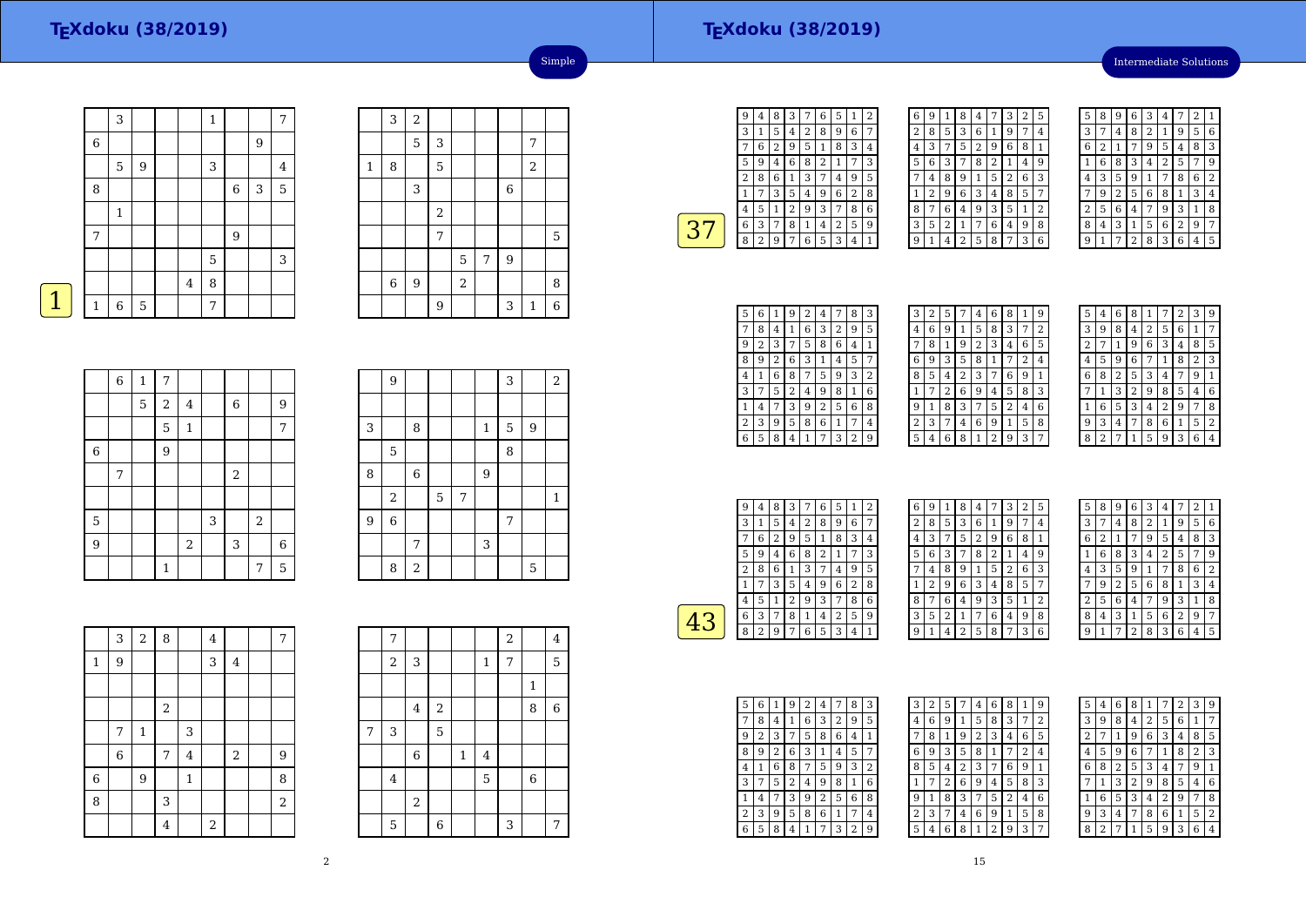# TEXdoku (38/2019)

Simple

## 1

| | 3 | | | | 1 | | | 7 |
|---|---|---|---|---|---|---|---|---|
| 6 | | | | | | | 9 | |
| | 5 | 9 | | | 3 | | | 4 |
| 8 | | | | | | 6 | 3 | 5 |
| | 1 | | | | | | | |
| 7 | | | | | | 9 | | |
| | | | | | 5 | | | 3 |
| | | | | 4 | 8 | | | |
| 1 | 6 | 5 | | | 7 | | | |

| | 3 | 2 | | | | | | |
|---|---|---|---|---|---|---|---|---|
| | | 5 | 3 | | | | 7 | |
| 1 | 8 | | 5 | | | | 2 | |
| | | 3 | | | | 6 | | |
| | | | 2 | | | | | |
| | | | 7 | | | | | 5 |
| | | | | 5 | 7 | 9 | | |
| | 6 | 9 | | 2 | | | | 8 |
| | | | 9 | | | 3 | 1 | 6 |

| | 6 | 1 | 7 | | | | | |
|---|---|---|---|---|---|---|---|---|
| | | 5 | 2 | 4 | | 6 | | 9 |
| | | | 5 | 1 | | | | 7 |
| 6 | | | 9 | | | | | |
| | 7 | | | | | 2 | | |
| | | | | | | | | |
| 5 | | | | | 3 | | 2 | |
| 9 | | | | 2 | | 3 | | 6 |
| | | | 1 | | | | 7 | 5 |

| | 9 | | | | | 3 | | 2 |
|---|---|---|---|---|---|---|---|---|
| | | | | | | | | |
| 3 | | 8 | | | 1 | 5 | 9 | |
| | 5 | | | | | 8 | | |
| 8 | | 6 | | | 9 | | | |
| | 2 | | 5 | 7 | | | | 1 |
| 9 | 6 | | | | | 7 | | |
| | | 7 | | | 3 | | | |
| | 8 | 2 | | | | | 5 | |

| | 3 | 2 | 8 | | 4 | | | 7 |
|---|---|---|---|---|---|---|---|---|
| 1 | 9 | | | | 3 | 4 | | |
| | | | | | | | | |
| | | | 2 | | | | | |
| | 7 | 1 | | 3 | | | | |
| | 6 | | 7 | 4 | | 2 | | 9 |
| 6 | | 9 | | 1 | | | | 8 |
| 8 | | | 3 | | | | | 2 |
| | | | 4 | | 2 | | | |

| | 7 | | | | | 2 | | 4 |
|---|---|---|---|---|---|---|---|---|
| | 2 | 3 | | | 1 | 7 | | 5 |
| | | | | | | | 1 | |
| | | 4 | 2 | | | | 8 | 6 |
| 7 | 3 | | 5 | | | | | |
| | | 6 | | 1 | 4 | | | |
| | 4 | | | | 5 | | 6 | |
| | | 2 | | | | | | |
| | 5 | | 6 | | | 3 | | 7 |

# TEXdoku (38/2019)

Intermediate Solutions

## 37

| 9 | 4 | 8 | 3 | 7 | 6 | 5 | 1 | 2 |
|---|---|---|---|---|---|---|---|---|
| 3 | 1 | 5 | 4 | 2 | 8 | 9 | 6 | 7 |
| 7 | 6 | 2 | 9 | 5 | 1 | 8 | 3 | 4 |
| 5 | 9 | 4 | 6 | 8 | 2 | 1 | 7 | 3 |
| 2 | 8 | 6 | 1 | 3 | 7 | 4 | 9 | 5 |
| 1 | 7 | 3 | 5 | 4 | 9 | 6 | 2 | 8 |
| 4 | 5 | 1 | 2 | 9 | 3 | 7 | 8 | 6 |
| 6 | 3 | 7 | 8 | 1 | 4 | 2 | 5 | 9 |
| 8 | 2 | 9 | 7 | 6 | 5 | 3 | 4 | 1 |

| 6 | 9 | 1 | 8 | 4 | 7 | 3 | 2 | 5 |
|---|---|---|---|---|---|---|---|---|
| 2 | 8 | 5 | 3 | 6 | 1 | 9 | 7 | 4 |
| 4 | 3 | 7 | 5 | 2 | 9 | 6 | 8 | 1 |
| 5 | 6 | 3 | 7 | 8 | 2 | 1 | 4 | 9 |
| 7 | 4 | 8 | 9 | 1 | 5 | 2 | 6 | 3 |
| 1 | 2 | 9 | 6 | 3 | 4 | 8 | 5 | 7 |
| 8 | 7 | 6 | 4 | 9 | 3 | 5 | 1 | 2 |
| 3 | 5 | 2 | 1 | 7 | 6 | 4 | 9 | 8 |
| 9 | 1 | 4 | 2 | 5 | 8 | 7 | 3 | 6 |

| 5 | 8 | 9 | 6 | 3 | 4 | 7 | 2 | 1 |
|---|---|---|---|---|---|---|---|---|
| 3 | 7 | 4 | 8 | 2 | 1 | 9 | 5 | 6 |
| 6 | 2 | 1 | 7 | 9 | 5 | 4 | 8 | 3 |
| 1 | 6 | 8 | 3 | 4 | 2 | 5 | 7 | 9 |
| 4 | 3 | 5 | 9 | 1 | 7 | 8 | 6 | 2 |
| 7 | 9 | 2 | 5 | 6 | 8 | 1 | 3 | 4 |
| 2 | 5 | 6 | 4 | 7 | 9 | 3 | 1 | 8 |
| 8 | 4 | 3 | 1 | 5 | 6 | 2 | 9 | 7 |
| 9 | 1 | 7 | 2 | 8 | 3 | 6 | 4 | 5 |

| 5 | 6 | 1 | 9 | 2 | 4 | 7 | 8 | 3 |
|---|---|---|---|---|---|---|---|---|
| 7 | 8 | 4 | 1 | 6 | 3 | 2 | 9 | 5 |
| 9 | 2 | 3 | 7 | 5 | 8 | 6 | 4 | 1 |
| 8 | 9 | 2 | 6 | 3 | 1 | 4 | 5 | 7 |
| 4 | 1 | 6 | 8 | 7 | 5 | 9 | 3 | 2 |
| 3 | 7 | 5 | 2 | 4 | 9 | 8 | 1 | 6 |
| 1 | 4 | 7 | 3 | 9 | 2 | 5 | 6 | 8 |
| 2 | 3 | 9 | 5 | 8 | 6 | 1 | 7 | 4 |
| 6 | 5 | 8 | 4 | 1 | 7 | 3 | 2 | 9 |

| 3 | 2 | 5 | 7 | 4 | 6 | 8 | 1 | 9 |
|---|---|---|---|---|---|---|---|---|
| 4 | 6 | 9 | 1 | 5 | 8 | 3 | 7 | 2 |
| 7 | 8 | 1 | 9 | 2 | 3 | 4 | 6 | 5 |
| 6 | 9 | 3 | 5 | 8 | 1 | 7 | 2 | 4 |
| 8 | 5 | 4 | 2 | 3 | 7 | 6 | 9 | 1 |
| 1 | 7 | 2 | 6 | 9 | 4 | 5 | 8 | 3 |
| 9 | 1 | 8 | 3 | 7 | 5 | 2 | 4 | 6 |
| 2 | 3 | 7 | 4 | 6 | 9 | 1 | 5 | 8 |
| 5 | 4 | 6 | 8 | 1 | 2 | 9 | 3 | 7 |

| 5 | 4 | 6 | 8 | 1 | 7 | 2 | 3 | 9 |
|---|---|---|---|---|---|---|---|---|
| 3 | 9 | 8 | 4 | 2 | 5 | 6 | 1 | 7 |
| 2 | 7 | 1 | 9 | 6 | 3 | 4 | 8 | 5 |
| 4 | 5 | 9 | 6 | 7 | 1 | 8 | 2 | 3 |
| 6 | 8 | 2 | 5 | 3 | 4 | 7 | 9 | 1 |
| 7 | 1 | 3 | 2 | 9 | 8 | 5 | 4 | 6 |
| 1 | 6 | 5 | 3 | 4 | 2 | 9 | 7 | 8 |
| 9 | 3 | 4 | 7 | 8 | 6 | 1 | 5 | 2 |
| 8 | 2 | 7 | 1 | 5 | 9 | 3 | 6 | 4 |

## 43

| 9 | 4 | 8 | 3 | 7 | 6 | 5 | 1 | 2 |
|---|---|---|---|---|---|---|---|---|
| 3 | 1 | 5 | 4 | 2 | 8 | 9 | 6 | 7 |
| 7 | 6 | 2 | 9 | 5 | 1 | 8 | 3 | 4 |
| 5 | 9 | 4 | 6 | 8 | 2 | 1 | 7 | 3 |
| 2 | 8 | 6 | 1 | 3 | 7 | 4 | 9 | 5 |
| 1 | 7 | 3 | 5 | 4 | 9 | 6 | 2 | 8 |
| 4 | 5 | 1 | 2 | 9 | 3 | 7 | 8 | 6 |
| 6 | 3 | 7 | 8 | 1 | 4 | 2 | 5 | 9 |
| 8 | 2 | 9 | 7 | 6 | 5 | 3 | 4 | 1 |

| 6 | 9 | 1 | 8 | 4 | 7 | 3 | 2 | 5 |
|---|---|---|---|---|---|---|---|---|
| 2 | 8 | 5 | 3 | 6 | 1 | 9 | 7 | 4 |
| 4 | 3 | 7 | 5 | 2 | 9 | 6 | 8 | 1 |
| 5 | 6 | 3 | 7 | 8 | 2 | 1 | 4 | 9 |
| 7 | 4 | 8 | 9 | 1 | 5 | 2 | 6 | 3 |
| 1 | 2 | 9 | 6 | 3 | 4 | 8 | 5 | 7 |
| 8 | 7 | 6 | 4 | 9 | 3 | 5 | 1 | 2 |
| 3 | 5 | 2 | 1 | 7 | 6 | 4 | 9 | 8 |
| 9 | 1 | 4 | 2 | 5 | 8 | 7 | 3 | 6 |

| 5 | 8 | 9 | 6 | 3 | 4 | 7 | 2 | 1 |
|---|---|---|---|---|---|---|---|---|
| 3 | 7 | 4 | 8 | 2 | 1 | 9 | 5 | 6 |
| 6 | 2 | 1 | 7 | 9 | 5 | 4 | 8 | 3 |
| 1 | 6 | 8 | 3 | 4 | 2 | 5 | 7 | 9 |
| 4 | 3 | 5 | 9 | 1 | 7 | 8 | 6 | 2 |
| 7 | 9 | 2 | 5 | 6 | 8 | 1 | 3 | 4 |
| 2 | 5 | 6 | 4 | 7 | 9 | 3 | 1 | 8 |
| 8 | 4 | 3 | 1 | 5 | 6 | 2 | 9 | 7 |
| 9 | 1 | 7 | 2 | 8 | 3 | 6 | 4 | 5 |

| 5 | 6 | 1 | 9 | 2 | 4 | 7 | 8 | 3 |
|---|---|---|---|---|---|---|---|---|
| 7 | 8 | 4 | 1 | 6 | 3 | 2 | 9 | 5 |
| 9 | 2 | 3 | 7 | 5 | 8 | 6 | 4 | 1 |
| 8 | 9 | 2 | 6 | 3 | 1 | 4 | 5 | 7 |
| 4 | 1 | 6 | 8 | 7 | 5 | 9 | 3 | 2 |
| 3 | 7 | 5 | 2 | 4 | 9 | 8 | 1 | 6 |
| 1 | 4 | 7 | 3 | 9 | 2 | 5 | 6 | 8 |
| 2 | 3 | 9 | 5 | 8 | 6 | 1 | 7 | 4 |
| 6 | 5 | 8 | 4 | 1 | 7 | 3 | 2 | 9 |

| 3 | 2 | 5 | 7 | 4 | 6 | 8 | 1 | 9 |
|---|---|---|---|---|---|---|---|---|
| 4 | 6 | 9 | 1 | 5 | 8 | 3 | 7 | 2 |
| 7 | 8 | 1 | 9 | 2 | 3 | 4 | 6 | 5 |
| 6 | 9 | 3 | 5 | 8 | 1 | 7 | 2 | 4 |
| 8 | 5 | 4 | 2 | 3 | 7 | 6 | 9 | 1 |
| 1 | 7 | 2 | 6 | 9 | 4 | 5 | 8 | 3 |
| 9 | 1 | 8 | 3 | 7 | 5 | 2 | 4 | 6 |
| 2 | 3 | 7 | 4 | 6 | 9 | 1 | 5 | 8 |
| 5 | 4 | 6 | 8 | 1 | 2 | 9 | 3 | 7 |

| 5 | 4 | 6 | 8 | 1 | 7 | 2 | 3 | 9 |
|---|---|---|---|---|---|---|---|---|
| 3 | 9 | 8 | 4 | 2 | 5 | 6 | 1 | 7 |
| 2 | 7 | 1 | 9 | 6 | 3 | 4 | 8 | 5 |
| 4 | 5 | 9 | 6 | 7 | 1 | 8 | 2 | 3 |
| 6 | 8 | 2 | 5 | 3 | 4 | 7 | 9 | 1 |
| 7 | 1 | 3 | 2 | 9 | 8 | 5 | 4 | 6 |
| 1 | 6 | 5 | 3 | 4 | 2 | 9 | 7 | 8 |
| 9 | 3 | 4 | 7 | 8 | 6 | 1 | 5 | 2 |
| 8 | 2 | 7 | 1 | 5 | 9 | 3 | 6 | 4 |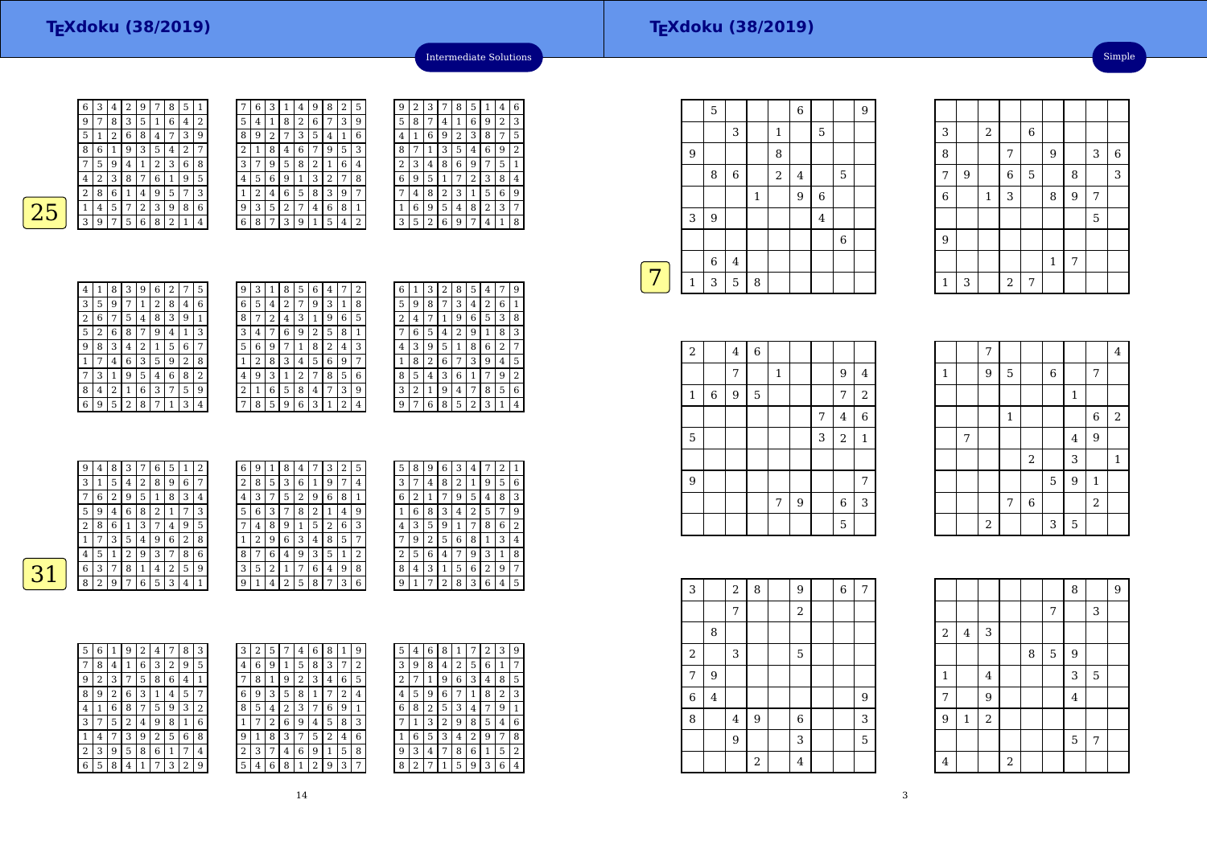# TEXdoku (38/2019)

Intermediate Solutions

**25**

| | | | | | | | | |
|---|---|---|---|---|---|---|---|---|
| 6 | 3 | 4 | 2 | 9 | 7 | 8 | 5 | 1 |
| 9 | 7 | 8 | 3 | 5 | 1 | 6 | 4 | 2 |
| 5 | 1 | 2 | 6 | 8 | 4 | 7 | 3 | 9 |
| 8 | 6 | 1 | 9 | 3 | 5 | 4 | 2 | 7 |
| 7 | 5 | 9 | 4 | 1 | 2 | 3 | 6 | 8 |
| 4 | 2 | 3 | 8 | 7 | 6 | 1 | 9 | 5 |
| 2 | 8 | 6 | 1 | 4 | 9 | 5 | 7 | 3 |
| 1 | 4 | 5 | 7 | 2 | 3 | 9 | 8 | 6 |
| 3 | 9 | 7 | 5 | 6 | 8 | 2 | 1 | 4 |

| | | | | | | | | |
|---|---|---|---|---|---|---|---|---|
| 7 | 6 | 3 | 1 | 4 | 9 | 8 | 2 | 5 |
| 5 | 4 | 1 | 8 | 2 | 6 | 7 | 3 | 9 |
| 8 | 9 | 2 | 7 | 3 | 5 | 4 | 1 | 6 |
| 2 | 1 | 8 | 4 | 6 | 7 | 9 | 5 | 3 |
| 3 | 7 | 9 | 5 | 8 | 2 | 1 | 6 | 4 |
| 4 | 5 | 6 | 9 | 1 | 3 | 2 | 7 | 8 |
| 1 | 2 | 4 | 6 | 5 | 8 | 3 | 9 | 7 |
| 9 | 3 | 5 | 2 | 7 | 4 | 6 | 8 | 1 |
| 6 | 8 | 7 | 3 | 9 | 1 | 5 | 4 | 2 |

| | | | | | | | | |
|---|---|---|---|---|---|---|---|---|
| 9 | 2 | 3 | 7 | 8 | 5 | 1 | 4 | 6 |
| 5 | 8 | 7 | 4 | 1 | 6 | 9 | 2 | 3 |
| 4 | 1 | 6 | 9 | 2 | 3 | 8 | 7 | 5 |
| 8 | 7 | 1 | 3 | 5 | 4 | 6 | 9 | 2 |
| 2 | 3 | 4 | 8 | 6 | 9 | 7 | 5 | 1 |
| 6 | 9 | 5 | 1 | 7 | 2 | 3 | 8 | 4 |
| 7 | 4 | 8 | 2 | 3 | 1 | 5 | 6 | 9 |
| 1 | 6 | 9 | 5 | 4 | 8 | 2 | 3 | 7 |
| 3 | 5 | 2 | 6 | 9 | 7 | 4 | 1 | 8 |

| | | | | | | | | |
|---|---|---|---|---|---|---|---|---|
| 4 | 1 | 8 | 3 | 9 | 6 | 2 | 7 | 5 |
| 3 | 5 | 9 | 7 | 1 | 2 | 8 | 4 | 6 |
| 2 | 6 | 7 | 5 | 4 | 8 | 3 | 9 | 1 |
| 5 | 2 | 6 | 8 | 7 | 9 | 4 | 1 | 3 |
| 9 | 8 | 3 | 4 | 2 | 1 | 5 | 6 | 7 |
| 1 | 7 | 4 | 6 | 3 | 5 | 9 | 2 | 8 |
| 7 | 3 | 1 | 9 | 5 | 4 | 6 | 8 | 2 |
| 8 | 4 | 2 | 1 | 6 | 3 | 7 | 5 | 9 |
| 6 | 9 | 5 | 2 | 8 | 7 | 1 | 3 | 4 |

| | | | | | | | | |
|---|---|---|---|---|---|---|---|---|
| 9 | 3 | 1 | 8 | 5 | 6 | 4 | 7 | 2 |
| 6 | 5 | 4 | 2 | 7 | 9 | 3 | 1 | 8 |
| 8 | 7 | 2 | 4 | 3 | 1 | 9 | 6 | 5 |
| 3 | 4 | 7 | 6 | 9 | 2 | 5 | 8 | 1 |
| 5 | 6 | 9 | 7 | 1 | 8 | 2 | 4 | 3 |
| 1 | 2 | 8 | 3 | 4 | 5 | 6 | 9 | 7 |
| 4 | 9 | 3 | 1 | 2 | 7 | 8 | 5 | 6 |
| 2 | 1 | 6 | 5 | 8 | 4 | 7 | 3 | 9 |
| 7 | 8 | 5 | 9 | 6 | 3 | 1 | 2 | 4 |

| | | | | | | | | |
|---|---|---|---|---|---|---|---|---|
| 6 | 1 | 3 | 2 | 8 | 5 | 4 | 7 | 9 |
| 5 | 9 | 8 | 7 | 3 | 4 | 2 | 6 | 1 |
| 2 | 4 | 7 | 1 | 9 | 6 | 5 | 3 | 8 |
| 7 | 6 | 5 | 4 | 2 | 9 | 1 | 8 | 3 |
| 4 | 3 | 9 | 5 | 1 | 8 | 6 | 2 | 7 |
| 1 | 8 | 2 | 6 | 7 | 3 | 9 | 4 | 5 |
| 8 | 5 | 4 | 3 | 6 | 1 | 7 | 9 | 2 |
| 3 | 2 | 1 | 9 | 4 | 7 | 8 | 5 | 6 |
| 9 | 7 | 6 | 8 | 5 | 2 | 3 | 1 | 4 |

**31**

| | | | | | | | | |
|---|---|---|---|---|---|---|---|---|
| 9 | 4 | 8 | 3 | 7 | 6 | 5 | 1 | 2 |
| 3 | 1 | 5 | 4 | 2 | 8 | 9 | 6 | 7 |
| 7 | 6 | 2 | 9 | 5 | 1 | 8 | 3 | 4 |
| 5 | 9 | 4 | 6 | 8 | 2 | 1 | 7 | 3 |
| 2 | 8 | 6 | 1 | 3 | 7 | 4 | 9 | 5 |
| 1 | 7 | 3 | 5 | 4 | 9 | 6 | 2 | 8 |
| 4 | 5 | 1 | 2 | 9 | 3 | 7 | 8 | 6 |
| 6 | 3 | 7 | 8 | 1 | 4 | 2 | 5 | 9 |
| 8 | 2 | 9 | 7 | 6 | 5 | 3 | 4 | 1 |

| | | | | | | | | |
|---|---|---|---|---|---|---|---|---|
| 6 | 9 | 1 | 8 | 4 | 7 | 3 | 2 | 5 |
| 2 | 8 | 5 | 3 | 6 | 1 | 9 | 7 | 4 |
| 4 | 3 | 7 | 5 | 2 | 9 | 6 | 8 | 1 |
| 5 | 6 | 3 | 7 | 8 | 2 | 1 | 4 | 9 |
| 7 | 4 | 8 | 9 | 1 | 5 | 2 | 6 | 3 |
| 1 | 2 | 9 | 6 | 3 | 4 | 8 | 5 | 7 |
| 8 | 7 | 6 | 4 | 9 | 3 | 5 | 1 | 2 |
| 3 | 5 | 2 | 1 | 7 | 6 | 4 | 9 | 8 |
| 9 | 1 | 4 | 2 | 5 | 8 | 7 | 3 | 6 |

| | | | | | | | | |
|---|---|---|---|---|---|---|---|---|
| 5 | 8 | 9 | 6 | 3 | 4 | 7 | 2 | 1 |
| 3 | 7 | 4 | 8 | 2 | 1 | 9 | 5 | 6 |
| 6 | 2 | 1 | 7 | 9 | 5 | 4 | 8 | 3 |
| 1 | 6 | 8 | 3 | 4 | 2 | 5 | 7 | 9 |
| 4 | 3 | 5 | 9 | 1 | 7 | 8 | 6 | 2 |
| 7 | 9 | 2 | 5 | 6 | 8 | 1 | 3 | 4 |
| 2 | 5 | 6 | 4 | 7 | 9 | 3 | 1 | 8 |
| 8 | 4 | 3 | 1 | 5 | 6 | 2 | 9 | 7 |
| 9 | 1 | 7 | 2 | 8 | 3 | 6 | 4 | 5 |

| | | | | | | | | |
|---|---|---|---|---|---|---|---|---|
| 5 | 6 | 1 | 9 | 2 | 4 | 7 | 8 | 3 |
| 7 | 8 | 4 | 1 | 6 | 3 | 2 | 9 | 5 |
| 9 | 2 | 3 | 7 | 5 | 8 | 6 | 4 | 1 |
| 8 | 9 | 2 | 6 | 3 | 1 | 4 | 5 | 7 |
| 4 | 1 | 6 | 8 | 7 | 5 | 9 | 3 | 2 |
| 3 | 7 | 5 | 2 | 4 | 9 | 8 | 1 | 6 |
| 1 | 4 | 7 | 3 | 9 | 2 | 5 | 6 | 8 |
| 2 | 3 | 9 | 5 | 8 | 6 | 1 | 7 | 4 |
| 6 | 5 | 8 | 4 | 1 | 7 | 3 | 2 | 9 |

| | | | | | | | | |
|---|---|---|---|---|---|---|---|---|
| 3 | 2 | 5 | 7 | 4 | 6 | 8 | 1 | 9 |
| 4 | 6 | 9 | 1 | 5 | 8 | 3 | 7 | 2 |
| 7 | 8 | 1 | 9 | 2 | 3 | 4 | 6 | 5 |
| 6 | 9 | 3 | 5 | 8 | 1 | 7 | 2 | 4 |
| 8 | 5 | 4 | 2 | 3 | 7 | 6 | 9 | 1 |
| 1 | 7 | 2 | 6 | 9 | 4 | 5 | 8 | 3 |
| 9 | 1 | 8 | 3 | 7 | 5 | 2 | 4 | 6 |
| 2 | 3 | 7 | 4 | 6 | 9 | 1 | 5 | 8 |
| 5 | 4 | 6 | 8 | 1 | 2 | 9 | 3 | 7 |

| | | | | | | | | |
|---|---|---|---|---|---|---|---|---|
| 5 | 4 | 6 | 8 | 1 | 7 | 2 | 3 | 9 |
| 3 | 9 | 8 | 4 | 2 | 5 | 6 | 1 | 7 |
| 2 | 7 | 1 | 9 | 6 | 3 | 4 | 8 | 5 |
| 4 | 5 | 9 | 6 | 7 | 1 | 8 | 2 | 3 |
| 6 | 8 | 2 | 5 | 3 | 4 | 7 | 9 | 1 |
| 7 | 1 | 3 | 2 | 9 | 8 | 5 | 4 | 6 |
| 1 | 6 | 5 | 3 | 4 | 2 | 9 | 7 | 8 |
| 9 | 3 | 4 | 7 | 8 | 6 | 1 | 5 | 2 |
| 8 | 2 | 7 | 1 | 5 | 9 | 3 | 6 | 4 |

# TEXdoku (38/2019)

Simple

**7**

| | | | | | | | | |
|---|---|---|---|---|---|---|---|---|
| | 5 | | | | 6 | | | 9 |
| | | 3 | | 1 | | 5 | | |
| 9 | | | | 8 | | | | |
| | 8 | 6 | | 2 | 4 | | 5 | |
| | | | 1 | | 9 | 6 | | |
| 3 | 9 | | | | | 4 | | |
| | | | | | | | 6 | |
| | 6 | 4 | | | | | | |
| 1 | 3 | 5 | 8 | | | | | |

| | | | | | | | | |
|---|---|---|---|---|---|---|---|---|
| | | | | | | | | |
| 3 | | 2 | | 6 | | | | |
| 8 | | | 7 | | 9 | | 3 | 6 |
| 7 | 9 | | 6 | 5 | | 8 | | 3 |
| 6 | | 1 | 3 | | 8 | 9 | 7 | |
| | | | | | | | 5 | |
| 9 | | | | | | | | |
| | | | | | 1 | 7 | | |
| 1 | 3 | | 2 | 7 | | | | |

| | | | | | | | | |
|---|---|---|---|---|---|---|---|---|
| 2 | | 4 | 6 | | | | | |
| | | 7 | | 1 | | | 9 | 4 |
| 1 | 6 | 9 | 5 | | | | 7 | 2 |
| | | | | | | 7 | 4 | 6 |
| 5 | | | | | | 3 | 2 | 1 |
| | | | | | | | | |
| 9 | | | | | | | | 7 |
| | | | | 7 | 9 | | 6 | 3 |
| | | | | | | | 5 | |

| | | | | | | | | |
|---|---|---|---|---|---|---|---|---|
| | | 7 | | | | | | 4 |
| 1 | | 9 | 5 | | 6 | | 7 | |
| | | | | | | 1 | | |
| | | | 1 | | | | 6 | 2 |
| | 7 | | | | | 4 | 9 | |
| | | | | 2 | | 3 | | 1 |
| | | | | | 5 | 9 | 1 | |
| | | | 7 | 6 | | | 2 | |
| | | 2 | | | 3 | 5 | | |

| | | | | | | | | |
|---|---|---|---|---|---|---|---|---|
| 3 | | 2 | 8 | | 9 | | 6 | 7 |
| | | 7 | | | 2 | | | |
| | 8 | | | | | | | |
| 2 | | 3 | | | 5 | | | |
| 7 | 9 | | | | | | | |
| 6 | 4 | | | | | | | 9 |
| 8 | | 4 | 9 | | 6 | | | 3 |
| | | 9 | | | 3 | | | 5 |
| | | | 2 | | 4 | | | |

| | | | | | | | | |
|---|---|---|---|---|---|---|---|---|
| | | | | | | 8 | | 9 |
| | | | | | 7 | | 3 | |
| 2 | 4 | 3 | | | | | | |
| | | | | 8 | 5 | 9 | | |
| 1 | | 4 | | | | 3 | 5 | |
| 7 | | 9 | | | | 4 | | |
| 9 | 1 | 2 | | | | | | |
| | | | | | | 5 | 7 | |
| 4 | | | 2 | | | | | |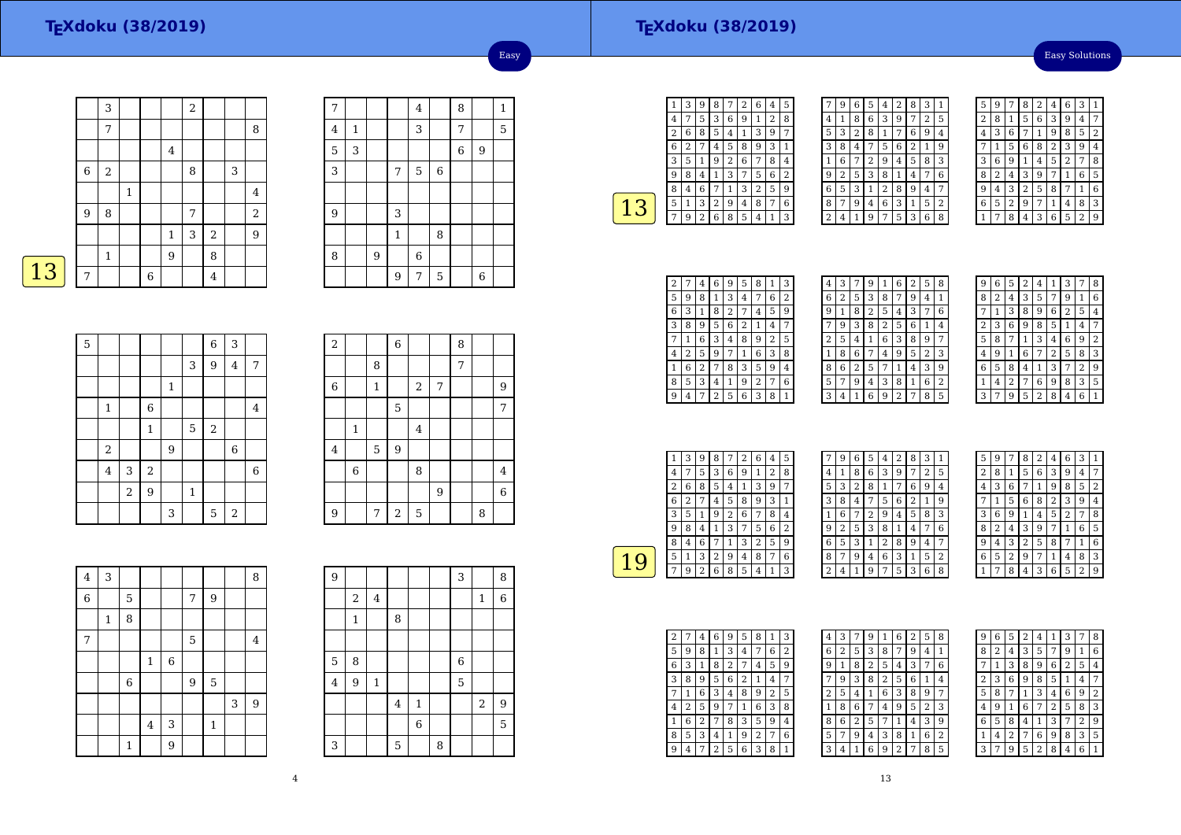# TEXdoku (38/2019)

Easy

## 13

| | 3 | | | | 2 | | | |
|---|---|---|---|---|---|---|---|---|
| | 7 | | | | | | | 8 |
| | | | | 4 | | | | |
| 6 | 2 | | | | 8 | | 3 | |
| | | 1 | | | | | | 4 |
| 9 | 8 | | | | 7 | | | 2 |
| | | | | 1 | 3 | 2 | | 9 |
| | 1 | | | 9 | | 8 | | |
| 7 | | | 6 | | | 4 | | |

| 7 | | | | 4 | | 8 | | 1 |
|---|---|---|---|---|---|---|---|---|
| 4 | 1 | | | 3 | | 7 | | 5 |
| 5 | 3 | | | | | 6 | 9 | |
| 3 | | | 7 | 5 | 6 | | | |
| | | | | | | | | |
| 9 | | | 3 | | | | | |
| | | | 1 | | 8 | | | |
| 8 | | 9 | | 6 | | | | |
| | | | 9 | 7 | 5 | | 6 | |

| 5 | | | | | | 6 | 3 | |
|---|---|---|---|---|---|---|---|---|
| | | | | | 3 | 9 | 4 | 7 |
| | | | | 1 | | | | |
| | 1 | | 6 | | | | | 4 |
| | | | 1 | | 5 | 2 | | |
| | 2 | | | 9 | | | 6 | |
| | 4 | 3 | 2 | | | | | 6 |
| | | 2 | 9 | | 1 | | | |
| | | | | 3 | | 5 | 2 | |

| 2 | | | 6 | | | 8 | | |
|---|---|---|---|---|---|---|---|---|
| | | 8 | | | | 7 | | |
| 6 | | 1 | | 2 | 7 | | | 9 |
| | | | 5 | | | | | 7 |
| | 1 | | | 4 | | | | |
| 4 | | 5 | 9 | | | | | |
| | 6 | | | 8 | | | | 4 |
| | | | | | 9 | | | 6 |
| 9 | | 7 | 2 | 5 | | | 8 | |

| 4 | 3 | | | | | | | 8 |
|---|---|---|---|---|---|---|---|---|
| 6 | | 5 | | | 7 | 9 | | |
| | 1 | 8 | | | | | | |
| 7 | | | | | 5 | | | 4 |
| | | | 1 | 6 | | | | |
| | | 6 | | | 9 | 5 | | |
| | | | | | | | 3 | 9 |
| | | | 4 | 3 | | 1 | | |
| | | 1 | | 9 | | | | |

| 9 | | | | | | 3 | | 8 |
|---|---|---|---|---|---|---|---|---|
| | 2 | 4 | | | | | 1 | 6 |
| | 1 | | 8 | | | | | |
| | | | | | | | | |
| 5 | 8 | | | | | 6 | | |
| 4 | 9 | 1 | | | | 5 | | |
| | | | 4 | 1 | | | 2 | 9 |
| | | | | 6 | | | | 5 |
| 3 | | | 5 | | 8 | | | |

# TEXdoku (38/2019)

Easy Solutions

## 13

| 1 | 3 | 9 | 8 | 7 | 2 | 6 | 4 | 5 |
|---|---|---|---|---|---|---|---|---|
| 4 | 7 | 5 | 3 | 6 | 9 | 1 | 2 | 8 |
| 2 | 6 | 8 | 5 | 4 | 1 | 3 | 9 | 7 |
| 6 | 2 | 7 | 4 | 5 | 8 | 9 | 3 | 1 |
| 3 | 5 | 1 | 9 | 2 | 6 | 7 | 8 | 4 |
| 9 | 8 | 4 | 1 | 3 | 7 | 5 | 6 | 2 |
| 8 | 4 | 6 | 7 | 1 | 3 | 2 | 5 | 9 |
| 5 | 1 | 3 | 2 | 9 | 4 | 8 | 7 | 6 |
| 7 | 9 | 2 | 6 | 8 | 5 | 4 | 1 | 3 |

| 7 | 9 | 6 | 5 | 4 | 2 | 8 | 3 | 1 |
|---|---|---|---|---|---|---|---|---|
| 4 | 1 | 8 | 6 | 3 | 9 | 7 | 2 | 5 |
| 5 | 3 | 2 | 8 | 1 | 7 | 6 | 9 | 4 |
| 3 | 8 | 4 | 7 | 5 | 6 | 2 | 1 | 9 |
| 1 | 6 | 7 | 2 | 9 | 4 | 5 | 8 | 3 |
| 9 | 2 | 5 | 3 | 8 | 1 | 4 | 7 | 6 |
| 6 | 5 | 3 | 1 | 2 | 8 | 9 | 4 | 7 |
| 8 | 7 | 9 | 4 | 6 | 3 | 1 | 5 | 2 |
| 2 | 4 | 1 | 9 | 7 | 5 | 3 | 6 | 8 |

| 5 | 9 | 7 | 8 | 2 | 4 | 6 | 3 | 1 |
|---|---|---|---|---|---|---|---|---|
| 2 | 8 | 1 | 5 | 6 | 3 | 9 | 4 | 7 |
| 4 | 3 | 6 | 7 | 1 | 9 | 8 | 5 | 2 |
| 7 | 1 | 5 | 6 | 8 | 2 | 3 | 9 | 4 |
| 3 | 6 | 9 | 1 | 4 | 5 | 2 | 7 | 8 |
| 8 | 2 | 4 | 3 | 9 | 7 | 1 | 6 | 5 |
| 9 | 4 | 3 | 2 | 5 | 8 | 7 | 1 | 6 |
| 6 | 5 | 2 | 9 | 7 | 1 | 4 | 8 | 3 |
| 1 | 7 | 8 | 4 | 3 | 6 | 5 | 2 | 9 |

| 2 | 7 | 4 | 6 | 9 | 5 | 8 | 1 | 3 |
|---|---|---|---|---|---|---|---|---|
| 5 | 9 | 8 | 1 | 3 | 4 | 7 | 6 | 2 |
| 6 | 3 | 1 | 8 | 2 | 7 | 4 | 5 | 9 |
| 3 | 8 | 9 | 5 | 6 | 2 | 1 | 4 | 7 |
| 7 | 1 | 6 | 3 | 4 | 8 | 9 | 2 | 5 |
| 4 | 2 | 5 | 9 | 7 | 1 | 6 | 3 | 8 |
| 1 | 6 | 2 | 7 | 8 | 3 | 5 | 9 | 4 |
| 8 | 5 | 3 | 4 | 1 | 9 | 2 | 7 | 6 |
| 9 | 4 | 7 | 2 | 5 | 6 | 3 | 8 | 1 |

| 4 | 3 | 7 | 9 | 1 | 6 | 2 | 5 | 8 |
|---|---|---|---|---|---|---|---|---|
| 6 | 2 | 5 | 3 | 8 | 7 | 9 | 4 | 1 |
| 9 | 1 | 8 | 2 | 5 | 4 | 3 | 7 | 6 |
| 7 | 9 | 3 | 8 | 2 | 5 | 6 | 1 | 4 |
| 2 | 5 | 4 | 1 | 6 | 3 | 8 | 9 | 7 |
| 1 | 8 | 6 | 7 | 4 | 9 | 5 | 2 | 3 |
| 8 | 6 | 2 | 5 | 7 | 1 | 4 | 3 | 9 |
| 5 | 7 | 9 | 4 | 3 | 8 | 1 | 6 | 2 |
| 3 | 4 | 1 | 6 | 9 | 2 | 7 | 8 | 5 |

| 9 | 6 | 5 | 2 | 4 | 1 | 3 | 7 | 8 |
|---|---|---|---|---|---|---|---|---|
| 8 | 2 | 4 | 3 | 5 | 7 | 9 | 1 | 6 |
| 7 | 1 | 3 | 8 | 9 | 6 | 2 | 5 | 4 |
| 2 | 3 | 6 | 9 | 8 | 5 | 1 | 4 | 7 |
| 5 | 8 | 7 | 1 | 3 | 4 | 6 | 9 | 2 |
| 4 | 9 | 1 | 6 | 7 | 2 | 5 | 8 | 3 |
| 6 | 5 | 8 | 4 | 1 | 3 | 7 | 2 | 9 |
| 1 | 4 | 2 | 7 | 6 | 9 | 8 | 3 | 5 |
| 3 | 7 | 9 | 5 | 2 | 8 | 4 | 6 | 1 |

## 19

| 1 | 3 | 9 | 8 | 7 | 2 | 6 | 4 | 5 |
|---|---|---|---|---|---|---|---|---|
| 4 | 7 | 5 | 3 | 6 | 9 | 1 | 2 | 8 |
| 2 | 6 | 8 | 5 | 4 | 1 | 3 | 9 | 7 |
| 6 | 2 | 7 | 4 | 5 | 8 | 9 | 3 | 1 |
| 3 | 5 | 1 | 9 | 2 | 6 | 7 | 8 | 4 |
| 9 | 8 | 4 | 1 | 3 | 7 | 5 | 6 | 2 |
| 8 | 4 | 6 | 7 | 1 | 3 | 2 | 5 | 9 |
| 5 | 1 | 3 | 2 | 9 | 4 | 8 | 7 | 6 |
| 7 | 9 | 2 | 6 | 8 | 5 | 4 | 1 | 3 |

| 7 | 9 | 6 | 5 | 4 | 2 | 8 | 3 | 1 |
|---|---|---|---|---|---|---|---|---|
| 4 | 1 | 8 | 6 | 3 | 9 | 7 | 2 | 5 |
| 5 | 3 | 2 | 8 | 1 | 7 | 6 | 9 | 4 |
| 3 | 8 | 4 | 7 | 5 | 6 | 2 | 1 | 9 |
| 1 | 6 | 7 | 2 | 9 | 4 | 5 | 8 | 3 |
| 9 | 2 | 5 | 3 | 8 | 1 | 4 | 7 | 6 |
| 6 | 5 | 3 | 1 | 2 | 8 | 9 | 4 | 7 |
| 8 | 7 | 9 | 4 | 6 | 3 | 1 | 5 | 2 |
| 2 | 4 | 1 | 9 | 7 | 5 | 3 | 6 | 8 |

| 5 | 9 | 7 | 8 | 2 | 4 | 6 | 3 | 1 |
|---|---|---|---|---|---|---|---|---|
| 2 | 8 | 1 | 5 | 6 | 3 | 9 | 4 | 7 |
| 4 | 3 | 6 | 7 | 1 | 9 | 8 | 5 | 2 |
| 7 | 1 | 5 | 6 | 8 | 2 | 3 | 9 | 4 |
| 3 | 6 | 9 | 1 | 4 | 5 | 2 | 7 | 8 |
| 8 | 2 | 4 | 3 | 9 | 7 | 1 | 6 | 5 |
| 9 | 4 | 3 | 2 | 5 | 8 | 7 | 1 | 6 |
| 6 | 5 | 2 | 9 | 7 | 1 | 4 | 8 | 3 |
| 1 | 7 | 8 | 4 | 3 | 6 | 5 | 2 | 9 |

| 2 | 7 | 4 | 6 | 9 | 5 | 8 | 1 | 3 |
|---|---|---|---|---|---|---|---|---|
| 5 | 9 | 8 | 1 | 3 | 4 | 7 | 6 | 2 |
| 6 | 3 | 1 | 8 | 2 | 7 | 4 | 5 | 9 |
| 3 | 8 | 9 | 5 | 6 | 2 | 1 | 4 | 7 |
| 7 | 1 | 6 | 3 | 4 | 8 | 9 | 2 | 5 |
| 4 | 2 | 5 | 9 | 7 | 1 | 6 | 3 | 8 |
| 1 | 6 | 2 | 7 | 8 | 3 | 5 | 9 | 4 |
| 8 | 5 | 3 | 4 | 1 | 9 | 2 | 7 | 6 |
| 9 | 4 | 7 | 2 | 5 | 6 | 3 | 8 | 1 |

| 4 | 3 | 7 | 9 | 1 | 6 | 2 | 5 | 8 |
|---|---|---|---|---|---|---|---|---|
| 6 | 2 | 5 | 3 | 8 | 7 | 9 | 4 | 1 |
| 9 | 1 | 8 | 2 | 5 | 4 | 3 | 7 | 6 |
| 7 | 9 | 3 | 8 | 2 | 5 | 6 | 1 | 4 |
| 2 | 5 | 4 | 1 | 6 | 3 | 8 | 9 | 7 |
| 1 | 8 | 6 | 7 | 4 | 9 | 5 | 2 | 3 |
| 8 | 6 | 2 | 5 | 7 | 1 | 4 | 3 | 9 |
| 5 | 7 | 9 | 4 | 3 | 8 | 1 | 6 | 2 |
| 3 | 4 | 1 | 6 | 9 | 2 | 7 | 8 | 5 |

| 9 | 6 | 5 | 2 | 4 | 1 | 3 | 7 | 8 |
|---|---|---|---|---|---|---|---|---|
| 8 | 2 | 4 | 3 | 5 | 7 | 9 | 1 | 6 |
| 7 | 1 | 3 | 8 | 9 | 6 | 2 | 5 | 4 |
| 2 | 3 | 6 | 9 | 8 | 5 | 1 | 4 | 7 |
| 5 | 8 | 7 | 1 | 3 | 4 | 6 | 9 | 2 |
| 4 | 9 | 1 | 6 | 7 | 2 | 5 | 8 | 3 |
| 6 | 5 | 8 | 4 | 1 | 3 | 7 | 2 | 9 |
| 1 | 4 | 2 | 7 | 6 | 9 | 8 | 3 | 5 |
| 3 | 7 | 9 | 5 | 2 | 8 | 4 | 6 | 1 |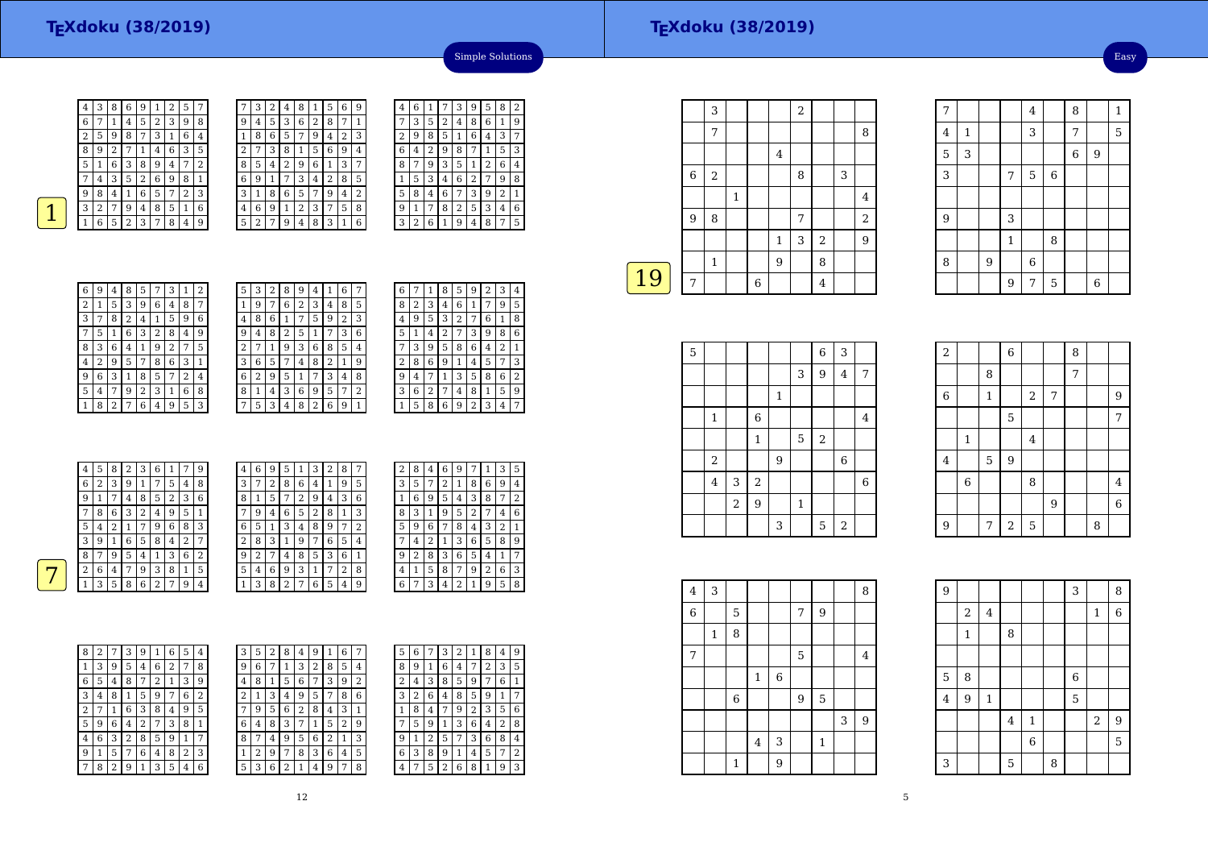# TEXdoku (38/2019)

## Simple Solutions

**1**

| 4 | 3 | 8 | 6 | 9 | 1 | 2 | 5 | 7 |
|---|---|---|---|---|---|---|---|---|
| 6 | 7 | 1 | 4 | 5 | 2 | 3 | 9 | 8 |
| 2 | 5 | 9 | 8 | 7 | 3 | 1 | 6 | 4 |
| 8 | 9 | 2 | 7 | 1 | 4 | 6 | 3 | 5 |
| 5 | 1 | 6 | 3 | 8 | 9 | 4 | 7 | 2 |
| 7 | 4 | 3 | 5 | 2 | 6 | 9 | 8 | 1 |
| 9 | 8 | 4 | 1 | 6 | 5 | 7 | 2 | 3 |
| 3 | 2 | 7 | 9 | 4 | 8 | 5 | 1 | 6 |
| 1 | 6 | 5 | 2 | 3 | 7 | 8 | 4 | 9 |

| 7 | 3 | 2 | 4 | 8 | 1 | 5 | 6 | 9 |
|---|---|---|---|---|---|---|---|---|
| 9 | 4 | 5 | 3 | 6 | 2 | 8 | 7 | 1 |
| 1 | 8 | 6 | 5 | 7 | 9 | 4 | 2 | 3 |
| 2 | 7 | 3 | 8 | 1 | 5 | 6 | 9 | 4 |
| 8 | 5 | 4 | 2 | 9 | 6 | 1 | 3 | 7 |
| 6 | 9 | 1 | 7 | 3 | 4 | 2 | 8 | 5 |
| 3 | 1 | 8 | 6 | 5 | 7 | 9 | 4 | 2 |
| 4 | 6 | 9 | 1 | 2 | 3 | 7 | 5 | 8 |
| 5 | 2 | 7 | 9 | 4 | 8 | 3 | 1 | 6 |

| 4 | 6 | 1 | 7 | 3 | 9 | 5 | 8 | 2 |
|---|---|---|---|---|---|---|---|---|
| 7 | 3 | 5 | 2 | 4 | 8 | 6 | 1 | 9 |
| 2 | 9 | 8 | 5 | 1 | 6 | 4 | 3 | 7 |
| 6 | 4 | 2 | 9 | 8 | 7 | 1 | 5 | 3 |
| 8 | 7 | 9 | 3 | 5 | 1 | 2 | 6 | 4 |
| 1 | 5 | 3 | 4 | 6 | 2 | 7 | 9 | 8 |
| 5 | 8 | 4 | 6 | 7 | 3 | 9 | 2 | 1 |
| 9 | 1 | 7 | 8 | 2 | 5 | 3 | 4 | 6 |
| 3 | 2 | 6 | 1 | 9 | 4 | 8 | 7 | 5 |

| 6 | 9 | 4 | 8 | 5 | 7 | 3 | 1 | 2 |
|---|---|---|---|---|---|---|---|---|
| 2 | 1 | 5 | 3 | 9 | 6 | 4 | 8 | 7 |
| 3 | 7 | 8 | 2 | 4 | 1 | 5 | 9 | 6 |
| 7 | 5 | 1 | 6 | 3 | 2 | 8 | 4 | 9 |
| 8 | 3 | 6 | 4 | 1 | 9 | 2 | 7 | 5 |
| 4 | 2 | 9 | 5 | 7 | 8 | 6 | 3 | 1 |
| 9 | 6 | 3 | 1 | 8 | 5 | 7 | 2 | 4 |
| 5 | 4 | 7 | 9 | 2 | 3 | 1 | 6 | 8 |
| 1 | 8 | 2 | 7 | 6 | 4 | 9 | 5 | 3 |

| 5 | 3 | 2 | 8 | 9 | 4 | 1 | 6 | 7 |
|---|---|---|---|---|---|---|---|---|
| 1 | 9 | 7 | 6 | 2 | 3 | 4 | 8 | 5 |
| 4 | 8 | 6 | 1 | 7 | 5 | 9 | 2 | 3 |
| 9 | 4 | 8 | 2 | 5 | 1 | 7 | 3 | 6 |
| 2 | 7 | 1 | 9 | 3 | 6 | 8 | 5 | 4 |
| 3 | 6 | 5 | 7 | 4 | 8 | 2 | 1 | 9 |
| 6 | 2 | 9 | 5 | 1 | 7 | 3 | 4 | 8 |
| 8 | 1 | 4 | 3 | 6 | 9 | 5 | 7 | 2 |
| 7 | 5 | 3 | 4 | 8 | 2 | 6 | 9 | 1 |

| 6 | 7 | 1 | 8 | 5 | 9 | 2 | 3 | 4 |
|---|---|---|---|---|---|---|---|---|
| 8 | 2 | 3 | 4 | 6 | 1 | 7 | 9 | 5 |
| 4 | 9 | 5 | 3 | 2 | 7 | 6 | 1 | 8 |
| 5 | 1 | 4 | 2 | 7 | 3 | 9 | 8 | 6 |
| 7 | 3 | 9 | 5 | 8 | 6 | 4 | 2 | 1 |
| 2 | 8 | 6 | 9 | 1 | 4 | 5 | 7 | 3 |
| 9 | 4 | 7 | 1 | 3 | 5 | 8 | 6 | 2 |
| 3 | 6 | 2 | 7 | 4 | 8 | 1 | 5 | 9 |
| 1 | 5 | 8 | 6 | 9 | 2 | 3 | 4 | 7 |

**7**

| 4 | 5 | 8 | 2 | 3 | 6 | 1 | 7 | 9 |
|---|---|---|---|---|---|---|---|---|
| 6 | 2 | 3 | 9 | 1 | 7 | 5 | 4 | 8 |
| 9 | 1 | 7 | 4 | 8 | 5 | 2 | 3 | 6 |
| 7 | 8 | 6 | 3 | 2 | 4 | 9 | 5 | 1 |
| 5 | 4 | 2 | 1 | 7 | 9 | 6 | 8 | 3 |
| 3 | 9 | 1 | 6 | 5 | 8 | 4 | 2 | 7 |
| 8 | 7 | 9 | 5 | 4 | 1 | 3 | 6 | 2 |
| 2 | 6 | 4 | 7 | 9 | 3 | 8 | 1 | 5 |
| 1 | 3 | 5 | 8 | 6 | 2 | 7 | 9 | 4 |

| 4 | 6 | 9 | 5 | 1 | 3 | 2 | 8 | 7 |
|---|---|---|---|---|---|---|---|---|
| 3 | 7 | 2 | 8 | 6 | 4 | 1 | 9 | 5 |
| 8 | 1 | 5 | 7 | 2 | 9 | 4 | 3 | 6 |
| 7 | 9 | 4 | 6 | 5 | 2 | 8 | 1 | 3 |
| 6 | 5 | 1 | 3 | 4 | 8 | 9 | 7 | 2 |
| 2 | 8 | 3 | 1 | 9 | 7 | 6 | 5 | 4 |
| 9 | 2 | 7 | 4 | 8 | 5 | 3 | 6 | 1 |
| 5 | 4 | 6 | 9 | 3 | 1 | 7 | 2 | 8 |
| 1 | 3 | 8 | 2 | 7 | 6 | 5 | 4 | 9 |

| 2 | 8 | 4 | 6 | 9 | 7 | 1 | 3 | 5 |
|---|---|---|---|---|---|---|---|---|
| 3 | 5 | 7 | 2 | 1 | 8 | 6 | 9 | 4 |
| 1 | 6 | 9 | 5 | 4 | 3 | 8 | 7 | 2 |
| 8 | 3 | 1 | 9 | 5 | 2 | 7 | 4 | 6 |
| 5 | 9 | 6 | 7 | 8 | 4 | 3 | 2 | 1 |
| 7 | 4 | 2 | 1 | 3 | 6 | 5 | 8 | 9 |
| 9 | 2 | 8 | 3 | 6 | 5 | 4 | 1 | 7 |
| 4 | 1 | 5 | 8 | 7 | 9 | 2 | 6 | 3 |
| 6 | 7 | 3 | 4 | 2 | 1 | 9 | 5 | 8 |

| 8 | 2 | 7 | 3 | 9 | 1 | 6 | 5 | 4 |
|---|---|---|---|---|---|---|---|---|
| 1 | 3 | 9 | 5 | 4 | 6 | 2 | 7 | 8 |
| 6 | 5 | 4 | 8 | 7 | 2 | 1 | 3 | 9 |
| 3 | 4 | 8 | 1 | 5 | 9 | 7 | 6 | 2 |
| 2 | 7 | 1 | 6 | 3 | 8 | 4 | 9 | 5 |
| 5 | 9 | 6 | 4 | 2 | 7 | 3 | 8 | 1 |
| 4 | 6 | 3 | 2 | 8 | 5 | 9 | 1 | 7 |
| 9 | 1 | 5 | 7 | 6 | 4 | 8 | 2 | 3 |
| 7 | 8 | 2 | 9 | 1 | 3 | 5 | 4 | 6 |

| 3 | 5 | 2 | 8 | 4 | 9 | 1 | 6 | 7 |
|---|---|---|---|---|---|---|---|---|
| 9 | 6 | 7 | 1 | 3 | 2 | 8 | 5 | 4 |
| 4 | 8 | 1 | 5 | 6 | 7 | 3 | 9 | 2 |
| 2 | 1 | 3 | 4 | 9 | 5 | 7 | 8 | 6 |
| 7 | 9 | 5 | 6 | 2 | 8 | 4 | 3 | 1 |
| 6 | 4 | 8 | 3 | 7 | 1 | 5 | 2 | 9 |
| 8 | 7 | 4 | 9 | 5 | 6 | 2 | 1 | 3 |
| 1 | 2 | 9 | 7 | 8 | 3 | 6 | 4 | 5 |
| 5 | 3 | 6 | 2 | 1 | 4 | 9 | 7 | 8 |

| 5 | 6 | 7 | 3 | 2 | 1 | 8 | 4 | 9 |
|---|---|---|---|---|---|---|---|---|
| 8 | 9 | 1 | 6 | 4 | 7 | 2 | 3 | 5 |
| 2 | 4 | 3 | 8 | 5 | 9 | 7 | 6 | 1 |
| 3 | 2 | 6 | 4 | 8 | 5 | 9 | 1 | 7 |
| 1 | 8 | 4 | 7 | 9 | 2 | 3 | 5 | 6 |
| 7 | 5 | 9 | 1 | 3 | 6 | 4 | 2 | 8 |
| 9 | 1 | 2 | 5 | 7 | 3 | 6 | 8 | 4 |
| 6 | 3 | 8 | 9 | 1 | 4 | 5 | 7 | 2 |
| 4 | 7 | 5 | 2 | 6 | 8 | 1 | 9 | 3 |

# TEXdoku (38/2019)

## Easy

**19**

|   | 3 |   |   |   | 2 |   |   |   |
|---|---|---|---|---|---|---|---|---|
|   | 7 |   |   |   |   |   |   | 8 |
|   |   |   |   | 4 |   |   |   |   |
| 6 | 2 |   |   |   | 8 |   | 3 |   |
|   |   | 1 |   |   |   |   |   | 4 |
| 9 | 8 |   |   |   | 7 |   |   | 2 |
|   |   |   |   | 1 | 3 | 2 |   | 9 |
|   | 1 |   |   | 9 |   | 8 |   |   |
| 7 |   |   | 6 |   |   | 4 |   |   |

| 7 |   |   |   | 4 |   | 8 |   | 1 |
|---|---|---|---|---|---|---|---|---|
| 4 | 1 |   |   | 3 |   | 7 |   | 5 |
| 5 | 3 |   |   |   |   | 6 | 9 |   |
| 3 |   |   | 7 | 5 | 6 |   |   |   |
|   |   |   |   |   |   |   |   |   |
| 9 |   |   | 3 |   |   |   |   |   |
|   |   |   | 1 |   | 8 |   |   |   |
| 8 |   | 9 |   | 6 |   |   |   |   |
|   |   |   | 9 | 7 | 5 |   | 6 |   |

| 5 |   |   |   |   |   | 6 | 3 |   |
|---|---|---|---|---|---|---|---|---|
|   |   |   |   |   | 3 | 9 | 4 | 7 |
|   |   |   |   | 1 |   |   |   |   |
|   | 1 |   | 6 |   |   |   |   | 4 |
|   |   |   | 1 |   | 5 | 2 |   |   |
|   | 2 |   |   | 9 |   |   | 6 |   |
|   | 4 | 3 | 2 |   |   |   |   | 6 |
|   |   | 2 | 9 |   | 1 |   |   |   |
|   |   |   |   | 3 |   | 5 | 2 |   |

| 2 |   |   | 6 |   |   | 8 |   |   |
|---|---|---|---|---|---|---|---|---|
|   |   | 8 |   |   |   | 7 |   |   |
| 6 |   | 1 |   | 2 | 7 |   |   | 9 |
|   |   |   | 5 |   |   |   |   | 7 |
|   | 1 |   |   | 4 |   |   |   |   |
| 4 |   | 5 | 9 |   |   |   |   |   |
|   | 6 |   |   | 8 |   |   |   | 4 |
|   |   |   |   |   | 9 |   |   | 6 |
| 9 |   | 7 | 2 | 5 |   |   | 8 |   |

| 4 | 3 |   |   |   |   |   |   | 8 |
|---|---|---|---|---|---|---|---|---|
| 6 |   | 5 |   |   | 7 | 9 |   |   |
|   | 1 | 8 |   |   |   |   |   |   |
| 7 |   |   |   |   | 5 |   |   | 4 |
|   |   |   | 1 | 6 |   |   |   |   |
|   |   | 6 |   |   | 9 | 5 |   |   |
|   |   |   |   |   |   |   | 3 | 9 |
|   |   |   | 4 | 3 |   | 1 |   |   |
|   |   | 1 |   | 9 |   |   |   |   |

| 9 |   |   |   |   |   | 3 |   | 8 |
|---|---|---|---|---|---|---|---|---|
|   | 2 | 4 |   |   |   |   | 1 | 6 |
|   | 1 |   | 8 |   |   |   |   |   |
|   |   |   |   |   |   |   |   |   |
| 5 | 8 |   |   |   |   | 6 |   |   |
| 4 | 9 | 1 |   |   |   | 5 |   |   |
|   |   |   | 4 | 1 |   |   | 2 | 9 |
|   |   |   |   | 6 |   |   |   | 5 |
| 3 |   |   | 5 |   | 8 |   |   |   |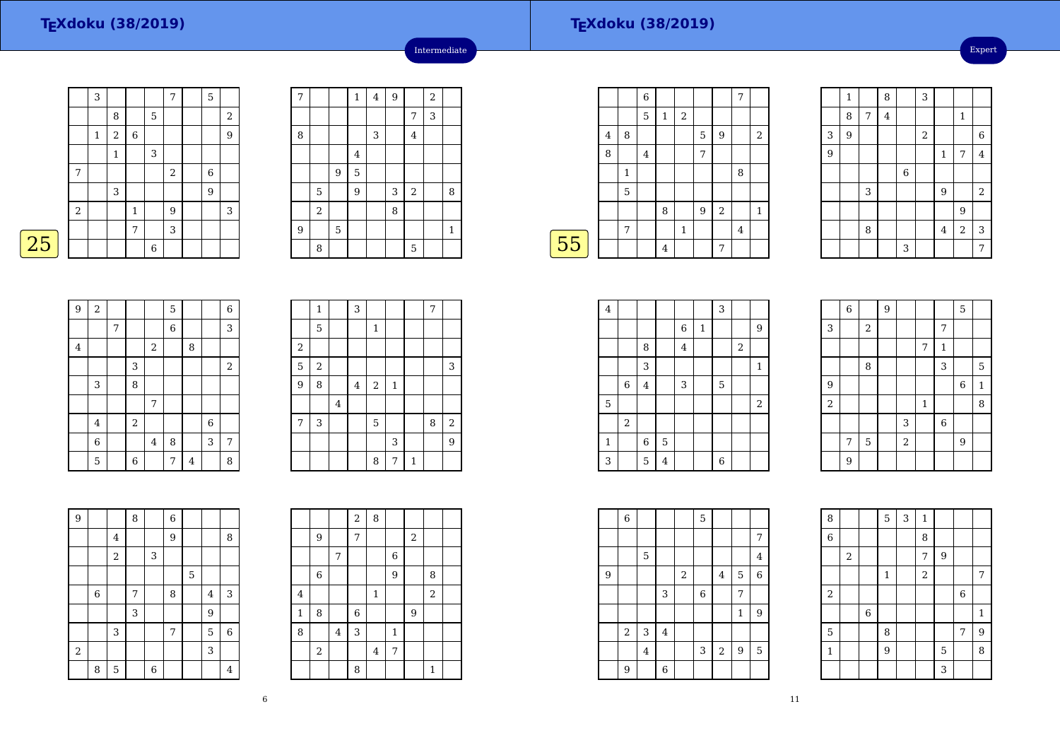## TEXdoku (38/2019)

Intermediate

25

|   |   |   |   |   |   |   |   |   |
|---|---|---|---|---|---|---|---|---|
|   | 3 |   |   |   | 7 |   | 5 |   |
|   |   | 8 |   | 5 |   |   |   | 2 |
|   | 1 | 2 | 6 |   |   |   |   | 9 |
|   |   | 1 |   | 3 |   |   |   |   |
| 7 |   |   |   |   | 2 |   | 6 |   |
|   |   | 3 |   |   |   |   | 9 |   |
| 2 |   |   | 1 |   | 9 |   |   | 3 |
|   |   |   | 7 |   | 3 |   |   |   |
|   |   |   |   | 6 |   |   |   |   |

|   |   |   |   |   |   |   |   |   |
|---|---|---|---|---|---|---|---|---|
| 7 |   |   | 1 | 4 | 9 |   | 2 |   |
|   |   |   |   |   |   | 7 | 3 |   |
| 8 |   |   |   | 3 |   | 4 |   |   |
|   |   |   | 4 |   |   |   |   |   |
|   |   | 9 | 5 |   |   |   |   |   |
|   | 5 |   | 9 |   | 3 | 2 |   | 8 |
|   | 2 |   |   |   | 8 |   |   |   |
| 9 |   | 5 |   |   |   |   |   | 1 |
|   | 8 |   |   |   |   | 5 |   |   |

|   |   |   |   |   |   |   |   |   |
|---|---|---|---|---|---|---|---|---|
| 9 | 2 |   |   |   | 5 |   |   | 6 |
|   |   | 7 |   |   | 6 |   |   | 3 |
| 4 |   |   |   | 2 |   | 8 |   |   |
|   |   |   | 3 |   |   |   |   | 2 |
|   | 3 |   | 8 |   |   |   |   |   |
|   |   |   |   | 7 |   |   |   |   |
|   | 4 |   | 2 |   |   |   | 6 |   |
|   | 6 |   |   | 4 | 8 |   | 3 | 7 |
|   | 5 |   | 6 |   | 7 | 4 |   | 8 |

|   |   |   |   |   |   |   |   |   |
|---|---|---|---|---|---|---|---|---|
|   | 1 |   | 3 |   |   |   | 7 |   |
|   | 5 |   |   | 1 |   |   |   |   |
| 2 |   |   |   |   |   |   |   |   |
| 5 | 2 |   |   |   |   |   |   | 3 |
| 9 | 8 |   | 4 | 2 | 1 |   |   |   |
|   |   | 4 |   |   |   |   |   |   |
| 7 | 3 |   |   | 5 |   |   | 8 | 2 |
|   |   |   |   |   | 3 |   |   | 9 |
|   |   |   |   | 8 | 7 | 1 |   |   |

|   |   |   |   |   |   |   |   |   |
|---|---|---|---|---|---|---|---|---|
| 9 |   |   | 8 |   | 6 |   |   |   |
|   |   | 4 |   |   | 9 |   |   | 8 |
|   |   | 2 |   | 3 |   |   |   |   |
|   |   |   |   |   |   | 5 |   |   |
|   | 6 |   | 7 |   | 8 |   | 4 | 3 |
|   |   |   | 3 |   |   |   | 9 |   |
|   |   | 3 |   |   | 7 |   | 5 | 6 |
| 2 |   |   |   |   |   |   | 3 |   |
|   | 8 | 5 |   | 6 |   |   |   | 4 |

|   |   |   |   |   |   |   |   |   |
|---|---|---|---|---|---|---|---|---|
|   |   |   | 2 | 8 |   |   |   |   |
|   | 9 |   | 7 |   |   | 2 |   |   |
|   |   | 7 |   |   | 6 |   |   |   |
|   | 6 |   |   |   | 9 |   | 8 |   |
| 4 |   |   |   | 1 |   |   | 2 |   |
| 1 | 8 |   | 6 |   |   | 9 |   |   |
| 8 |   | 4 | 3 |   | 1 |   |   |   |
|   | 2 |   |   | 4 | 7 |   |   |   |
|   |   |   | 8 |   |   |   | 1 |   |

## TEXdoku (38/2019)

Expert

55

|   |   |   |   |   |   |   |   |   |
|---|---|---|---|---|---|---|---|---|
|   |   | 6 |   |   |   |   | 7 |   |
|   |   | 5 | 1 | 2 |   |   |   |   |
| 4 | 8 |   |   |   | 5 | 9 |   | 2 |
| 8 |   | 4 |   |   | 7 |   |   |   |
|   | 1 |   |   |   |   |   | 8 |   |
|   | 5 |   |   |   |   |   |   |   |
|   |   |   | 8 |   | 9 | 2 |   | 1 |
|   | 7 |   |   | 1 |   |   | 4 |   |
|   |   |   | 4 |   |   | 7 |   |   |

|   |   |   |   |   |   |   |   |   |
|---|---|---|---|---|---|---|---|---|
|   | 1 |   | 8 |   | 3 |   |   |   |
|   | 8 | 7 | 4 |   |   |   | 1 |   |
| 3 | 9 |   |   |   | 2 |   |   | 6 |
| 9 |   |   |   |   |   | 1 | 7 | 4 |
|   |   |   |   | 6 |   |   |   |   |
|   |   | 3 |   |   |   | 9 |   | 2 |
|   |   |   |   |   |   |   | 9 |   |
|   |   | 8 |   |   |   | 4 | 2 | 3 |
|   |   |   |   | 3 |   |   |   | 7 |

|   |   |   |   |   |   |   |   |   |
|---|---|---|---|---|---|---|---|---|
| 4 |   |   |   |   |   | 3 |   |   |
|   |   |   |   | 6 | 1 |   |   | 9 |
|   |   | 8 |   | 4 |   |   | 2 |   |
|   |   | 3 |   |   |   |   |   | 1 |
|   | 6 | 4 |   | 3 |   | 5 |   |   |
| 5 |   |   |   |   |   |   |   | 2 |
|   | 2 |   |   |   |   |   |   |   |
| 1 |   | 6 | 5 |   |   |   |   |   |
| 3 |   | 5 | 4 |   |   | 6 |   |   |

|   |   |   |   |   |   |   |   |   |
|---|---|---|---|---|---|---|---|---|
|   | 6 |   | 9 |   |   |   | 5 |   |
| 3 |   | 2 |   |   |   | 7 |   |   |
|   |   |   |   |   | 7 | 1 |   |   |
|   |   | 8 |   |   |   | 3 |   | 5 |
| 9 |   |   |   |   |   |   | 6 | 1 |
| 2 |   |   |   |   | 1 |   |   | 8 |
|   |   |   |   | 3 |   | 6 |   |   |
|   | 7 | 5 |   | 2 |   |   | 9 |   |
|   | 9 |   |   |   |   |   |   |   |

|   |   |   |   |   |   |   |   |   |
|---|---|---|---|---|---|---|---|---|
|   | 6 |   |   |   | 5 |   |   |   |
|   |   |   |   |   |   |   |   | 7 |
|   |   | 5 |   |   |   |   |   | 4 |
| 9 |   |   |   | 2 |   | 4 | 5 | 6 |
|   |   |   | 3 |   | 6 |   | 7 |   |
|   |   |   |   |   |   |   | 1 | 9 |
|   | 2 | 3 | 4 |   |   |   |   |   |
|   |   | 4 |   |   | 3 | 2 | 9 | 5 |
|   | 9 |   | 6 |   |   |   |   |   |

|   |   |   |   |   |   |   |   |   |
|---|---|---|---|---|---|---|---|---|
| 8 |   |   | 5 | 3 | 1 |   |   |   |
| 6 |   |   |   |   | 8 |   |   |   |
|   | 2 |   |   |   | 7 | 9 |   |   |
|   |   |   | 1 |   | 2 |   |   | 7 |
| 2 |   |   |   |   |   |   | 6 |   |
|   |   | 6 |   |   |   |   |   | 1 |
| 5 |   |   | 8 |   |   |   | 7 | 9 |
| 1 |   |   | 9 |   |   | 5 |   | 8 |
|   |   |   |   |   |   | 3 |   |   |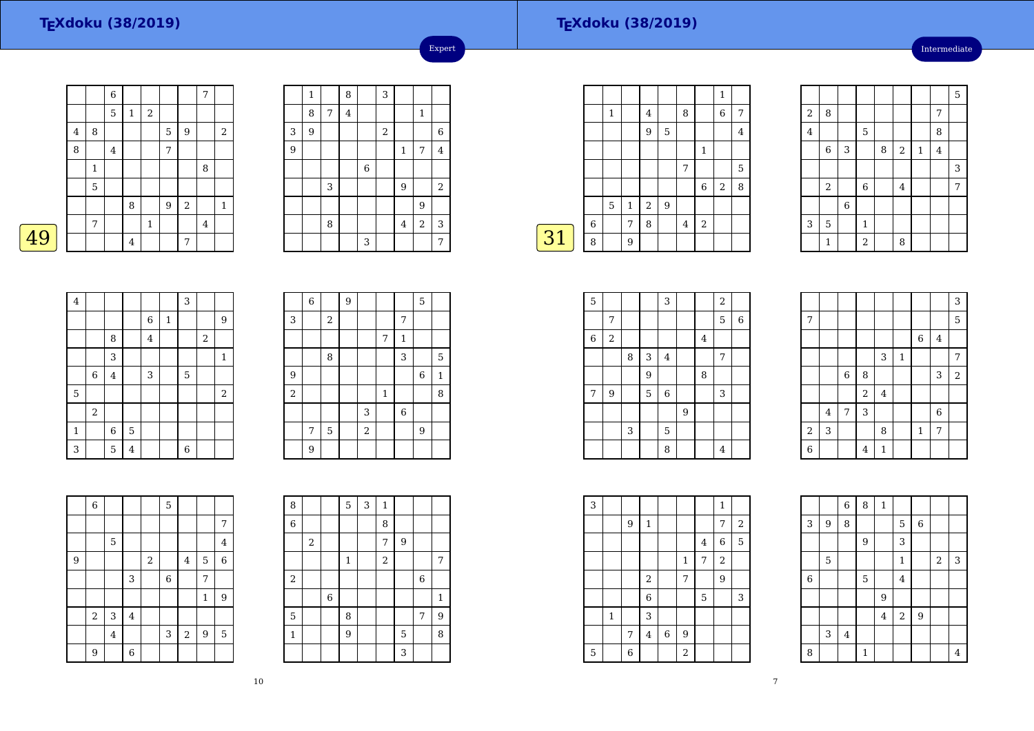## TEXdoku (38/2019)

Expert

49

| | | 6 | | | | | 7 | |
|---|---|---|---|---|---|---|---|---|
| | | 5 | 1 | 2 | | | | |
| 4 | 8 | | | | 5 | 9 | | 2 |
| 8 | | 4 | | | 7 | | | |
| | 1 | | | | | | 8 | |
| | 5 | | | | | | | |
| | | | 8 | | 9 | 2 | | 1 |
| | 7 | | | 1 | | | 4 | |
| | | | 4 | | | 7 | | |

| | 1 | | 8 | | 3 | | | |
|---|---|---|---|---|---|---|---|---|
| | 8 | 7 | 4 | | | | 1 | |
| 3 | 9 | | | | 2 | | | 6 |
| 9 | | | | | | 1 | 7 | 4 |
| | | | | 6 | | | | |
| | | 3 | | | | 9 | | 2 |
| | | | | | | | 9 | |
| | | 8 | | | | 4 | 2 | 3 |
| | | | | 3 | | | | 7 |

| 4 | | | | | | 3 | | |
|---|---|---|---|---|---|---|---|---|
| | | | | 6 | 1 | | | 9 |
| | | 8 | | 4 | | | 2 | |
| | | 3 | | | | | | 1 |
| | 6 | 4 | | 3 | | 5 | | |
| 5 | | | | | | | | 2 |
| | 2 | | | | | | | |
| 1 | | 6 | 5 | | | | | |
| 3 | | 5 | 4 | | | 6 | | |

| | 6 | | 9 | | | | 5 | |
|---|---|---|---|---|---|---|---|---|
| 3 | | 2 | | | | 7 | | |
| | | | | | 7 | 1 | | |
| | | 8 | | | | 3 | | 5 |
| 9 | | | | | | | 6 | 1 |
| 2 | | | | | 1 | | | 8 |
| | | | | 3 | | 6 | | |
| | 7 | 5 | | 2 | | | 9 | |
| | 9 | | | | | | | |

| | 6 | | | | 5 | | | |
|---|---|---|---|---|---|---|---|---|
| | | | | | | | | 7 |
| | | 5 | | | | | | 4 |
| 9 | | | | 2 | | 4 | 5 | 6 |
| | | | 3 | | 6 | | 7 | |
| | | | | | | | 1 | 9 |
| | 2 | 3 | 4 | | | | | |
| | | 4 | | | 3 | 2 | 9 | 5 |
| | 9 | | 6 | | | | | |

| 8 | | | 5 | 3 | 1 | | | |
|---|---|---|---|---|---|---|---|---|
| 6 | | | | | 8 | | | |
| | 2 | | | | 7 | 9 | | |
| | | | 1 | | 2 | | | 7 |
| 2 | | | | | | | 6 | |
| | | 6 | | | | | | 1 |
| 5 | | | 8 | | | | 7 | 9 |
| 1 | | | 9 | | | 5 | | 8 |
| | | | | | | 3 | | |

## TEXdoku (38/2019)

Intermediate

31

| | | | | | | | 1 | |
|---|---|---|---|---|---|---|---|---|
| | 1 | | 4 | | 8 | | 6 | 7 |
| | | | 9 | 5 | | | | 4 |
| | | | | | | 1 | | |
| | | | | | 7 | | | 5 |
| | | | | | | 6 | 2 | 8 |
| | 5 | 1 | 2 | 9 | | | | |
| 6 | | 7 | 8 | | 4 | 2 | | |
| 8 | | 9 | | | | | | |

| | | | | | | | | 5 |
|---|---|---|---|---|---|---|---|---|
| 2 | 8 | | | | | | 7 | |
| 4 | | | 5 | | | | 8 | |
| | 6 | 3 | | 8 | 2 | 1 | 4 | |
| | | | | | | | | 3 |
| | 2 | | 6 | | 4 | | | 7 |
| | | 6 | | | | | | |
| 3 | 5 | | 1 | | | | | |
| | 1 | | 2 | | 8 | | | |

| 5 | | | | 3 | | | 2 | |
|---|---|---|---|---|---|---|---|---|
| | 7 | | | | | | 5 | 6 |
| 6 | 2 | | | | | 4 | | |
| | | 8 | 3 | 4 | | | 7 | |
| | | | 9 | | | 8 | | |
| 7 | 9 | | 5 | 6 | | | 3 | |
| | | | | | 9 | | | |
| | | 3 | | 5 | | | | |
| | | | | 8 | | | 4 | |

| | | | | | | | | 3 |
|---|---|---|---|---|---|---|---|---|
| 7 | | | | | | | | 5 |
| | | | | | | 6 | 4 | |
| | | | | 3 | 1 | | | 7 |
| | | 6 | 8 | | | | 3 | 2 |
| | | | 2 | 4 | | | | |
| | 4 | 7 | 3 | | | | 6 | |
| 2 | 3 | | | 8 | | 1 | 7 | |
| 6 | | | 4 | 1 | | | | |

| 3 | | | | | | | 1 | |
|---|---|---|---|---|---|---|---|---|
| | | 9 | 1 | | | | 7 | 2 |
| | | | | | | 4 | 6 | 5 |
| | | | | | 1 | 7 | 2 | |
| | | | 2 | | 7 | | 9 | |
| | | | 6 | | | 5 | | 3 |
| | 1 | | 3 | | | | | |
| | | 7 | 4 | 6 | 9 | | | |
| 5 | | 6 | | | 2 | | | |

| | | 6 | 8 | 1 | | | | |
|---|---|---|---|---|---|---|---|---|
| 3 | 9 | 8 | | | 5 | 6 | | |
| | | | 9 | | 3 | | | |
| | 5 | | | | 1 | | 2 | 3 |
| 6 | | | 5 | | 4 | | | |
| | | | | 9 | | | | |
| | | | | 4 | 2 | 9 | | |
| | 3 | 4 | | | | | | |
| 8 | | | 1 | | | | | 4 |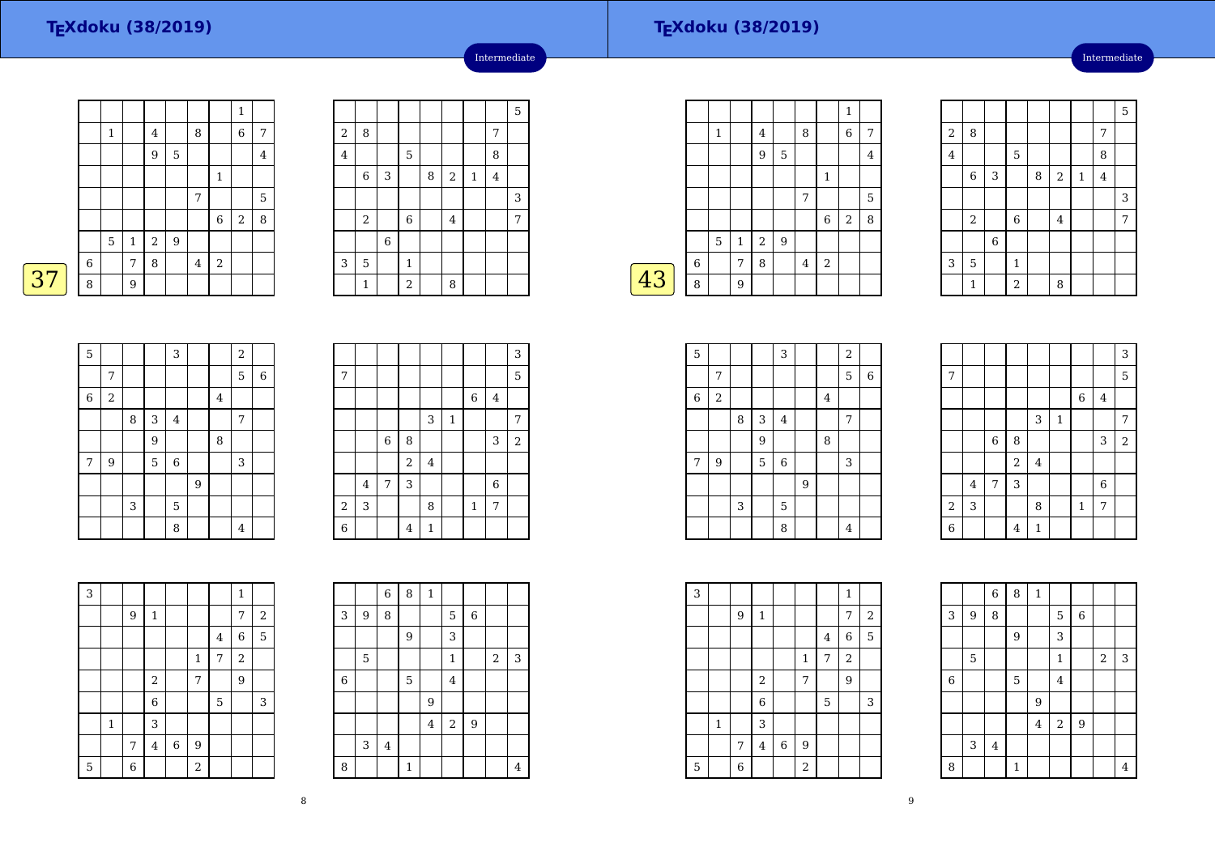## TEXdoku (38/2019)

Intermediate

37

| | | | | | | | | |
|---|---|---|---|---|---|---|---|---|
| | | | | | | | 1 | |
| | 1 | | 4 | | 8 | | 6 | 7 |
| | | | 9 | 5 | | | | 4 |
| | | | | | | 1 | | |
| | | | | | 7 | | | 5 |
| | | | | | | 6 | 2 | 8 |
| | 5 | 1 | 2 | 9 | | | | |
| 6 | | 7 | 8 | | 4 | 2 | | |
| 8 | | 9 | | | | | | |

| | | | | | | | | |
|---|---|---|---|---|---|---|---|---|
| | | | | | | | | 5 |
| 2 | 8 | | | | | | 7 | |
| 4 | | | 5 | | | | 8 | |
| | 6 | 3 | | 8 | 2 | 1 | 4 | |
| | | | | | | | | 3 |
| | 2 | | 6 | | 4 | | | 7 |
| | | 6 | | | | | | |
| 3 | 5 | | 1 | | | | | |
| | 1 | | 2 | | 8 | | | |

| | | | | | | | | |
|---|---|---|---|---|---|---|---|---|
| 5 | | | | 3 | | | 2 | |
| | 7 | | | | | | 5 | 6 |
| 6 | 2 | | | | | 4 | | |
| | | 8 | 3 | 4 | | | 7 | |
| | | | 9 | | | 8 | | |
| 7 | 9 | | 5 | 6 | | | 3 | |
| | | | | | 9 | | | |
| | | 3 | | 5 | | | | |
| | | | | 8 | | | 4 | |

| | | | | | | | | |
|---|---|---|---|---|---|---|---|---|
| | | | | | | | | 3 |
| 7 | | | | | | | | 5 |
| | | | | | | 6 | 4 | |
| | | | | 3 | 1 | | | 7 |
| | | 6 | 8 | | | | 3 | 2 |
| | | | 2 | 4 | | | | |
| | 4 | 7 | 3 | | | | 6 | |
| 2 | 3 | | | 8 | | 1 | 7 | |
| 6 | | | 4 | 1 | | | | |

| | | | | | | | | |
|---|---|---|---|---|---|---|---|---|
| 3 | | | | | | | 1 | |
| | | 9 | 1 | | | | 7 | 2 |
| | | | | | | 4 | 6 | 5 |
| | | | | | 1 | 7 | 2 | |
| | | | 2 | | 7 | | 9 | |
| | | | 6 | | | 5 | | 3 |
| | 1 | | 3 | | | | | |
| | | 7 | 4 | 6 | 9 | | | |
| 5 | | 6 | | | 2 | | | |

| | | | | | | | | |
|---|---|---|---|---|---|---|---|---|
| | | 6 | 8 | 1 | | | | |
| 3 | 9 | 8 | | | 5 | 6 | | |
| | | | 9 | | 3 | | | |
| | 5 | | | | 1 | | 2 | 3 |
| 6 | | | 5 | | 4 | | | |
| | | | | 9 | | | | |
| | | | | 4 | 2 | 9 | | |
| | 3 | 4 | | | | | | |
| 8 | | | 1 | | | | | 4 |

## TEXdoku (38/2019)

Intermediate

43

| | | | | | | | | |
|---|---|---|---|---|---|---|---|---|
| | | | | | | | 1 | |
| | 1 | | 4 | | 8 | | 6 | 7 |
| | | | 9 | 5 | | | | 4 |
| | | | | | | 1 | | |
| | | | | | 7 | | | 5 |
| | | | | | | 6 | 2 | 8 |
| | 5 | 1 | 2 | 9 | | | | |
| 6 | | 7 | 8 | | 4 | 2 | | |
| 8 | | 9 | | | | | | |

| | | | | | | | | |
|---|---|---|---|---|---|---|---|---|
| | | | | | | | | 5 |
| 2 | 8 | | | | | | 7 | |
| 4 | | | 5 | | | | 8 | |
| | 6 | 3 | | 8 | 2 | 1 | 4 | |
| | | | | | | | | 3 |
| | 2 | | 6 | | 4 | | | 7 |
| | | 6 | | | | | | |
| 3 | 5 | | 1 | | | | | |
| | 1 | | 2 | | 8 | | | |

| | | | | | | | | |
|---|---|---|---|---|---|---|---|---|
| 5 | | | | 3 | | | 2 | |
| | 7 | | | | | | 5 | 6 |
| 6 | 2 | | | | | 4 | | |
| | | 8 | 3 | 4 | | | 7 | |
| | | | 9 | | | 8 | | |
| 7 | 9 | | 5 | 6 | | | 3 | |
| | | | | | 9 | | | |
| | | 3 | | 5 | | | | |
| | | | | 8 | | | 4 | |

| | | | | | | | | |
|---|---|---|---|---|---|---|---|---|
| | | | | | | | | 3 |
| 7 | | | | | | | | 5 |
| | | | | | | 6 | 4 | |
| | | | | 3 | 1 | | | 7 |
| | | 6 | 8 | | | | 3 | 2 |
| | | | 2 | 4 | | | | |
| | 4 | 7 | 3 | | | | 6 | |
| 2 | 3 | | | 8 | | 1 | 7 | |
| 6 | | | 4 | 1 | | | | |

| | | | | | | | | |
|---|---|---|---|---|---|---|---|---|
| 3 | | | | | | | 1 | |
| | | 9 | 1 | | | | 7 | 2 |
| | | | | | | 4 | 6 | 5 |
| | | | | | 1 | 7 | 2 | |
| | | | 2 | | 7 | | 9 | |
| | | | 6 | | | 5 | | 3 |
| | 1 | | 3 | | | | | |
| | | 7 | 4 | 6 | 9 | | | |
| 5 | | 6 | | | 2 | | | |

| | | | | | | | | |
|---|---|---|---|---|---|---|---|---|
| | | 6 | 8 | 1 | | | | |
| 3 | 9 | 8 | | | 5 | 6 | | |
| | | | 9 | | 3 | | | |
| | 5 | | | | 1 | | 2 | 3 |
| 6 | | | 5 | | 4 | | | |
| | | | | 9 | | | | |
| | | | | 4 | 2 | 9 | | |
| | 3 | 4 | | | | | | |
| 8 | | | 1 | | | | | 4 |